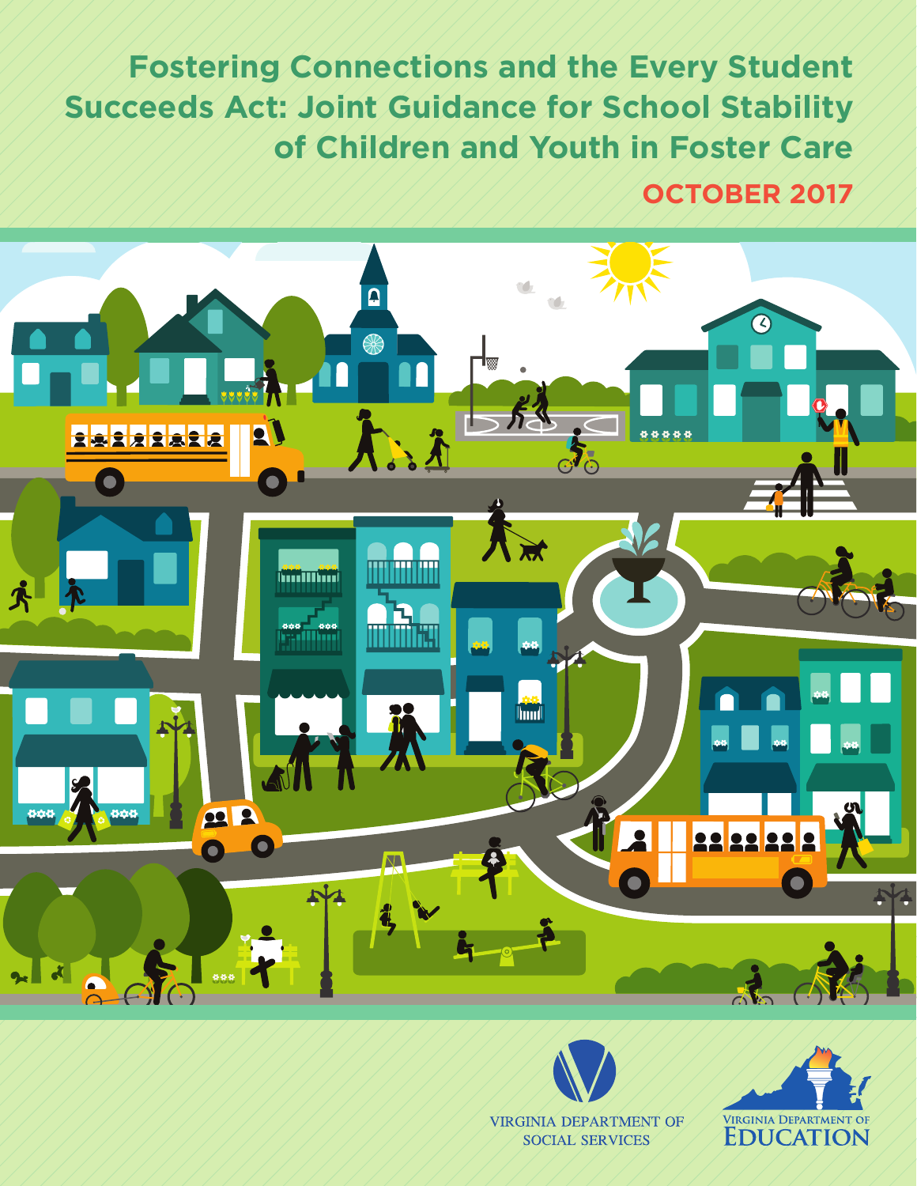# Fostering Connections and the Every Student Succeeds Act: Joint Guidance for School Stability of Children and Youth in Foster Care

**OCTOBER 2017**

VIRGINIA DEPARTMENT OF SOCIAL SERVICES

VIRGINIA DEPARTMENT OF EDUCATION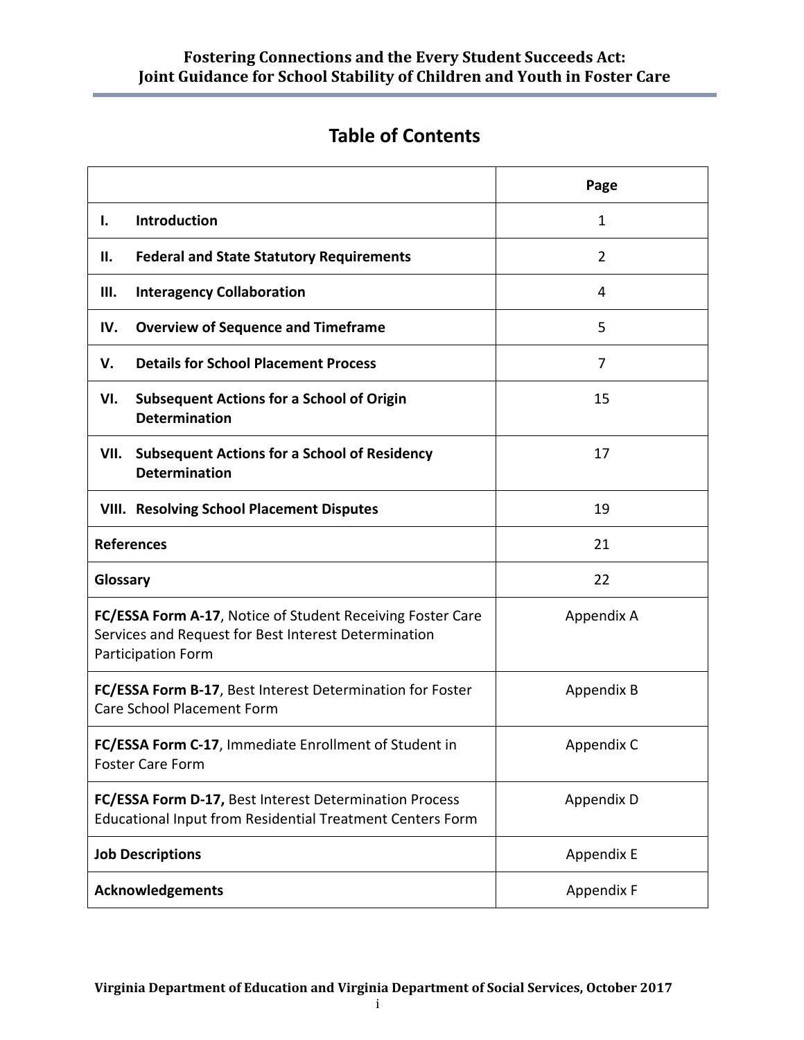# Table of Contents

| | Page |
|---|---|
| **I. Introduction** | 1 |
| **II. Federal and State Statutory Requirements** | 2 |
| **III. Interagency Collaboration** | 4 |
| **IV. Overview of Sequence and Timeframe** | 5 |
| **V. Details for School Placement Process** | 7 |
| **VI. Subsequent Actions for a School of Origin Determination** | 15 |
| **VII. Subsequent Actions for a School of Residency Determination** | 17 |
| **VIII. Resolving School Placement Disputes** | 19 |
| **References** | 21 |
| **Glossary** | 22 |
| **FC/ESSA Form A-17**, Notice of Student Receiving Foster Care Services and Request for Best Interest Determination Participation Form | Appendix A |
| **FC/ESSA Form B-17**, Best Interest Determination for Foster Care School Placement Form | Appendix B |
| **FC/ESSA Form C-17**, Immediate Enrollment of Student in Foster Care Form | Appendix C |
| **FC/ESSA Form D-17,** Best Interest Determination Process Educational Input from Residential Treatment Centers Form | Appendix D |
| **Job Descriptions** | Appendix E |
| **Acknowledgements** | Appendix F |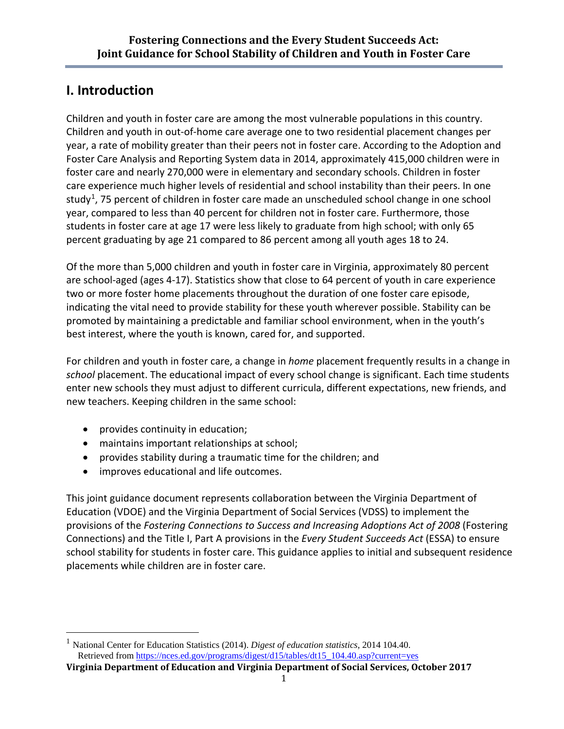# I. Introduction

Children and youth in foster care are among the most vulnerable populations in this country. Children and youth in out-of-home care average one to two residential placement changes per year, a rate of mobility greater than their peers not in foster care. According to the Adoption and Foster Care Analysis and Reporting System data in 2014, approximately 415,000 children were in foster care and nearly 270,000 were in elementary and secondary schools. Children in foster care experience much higher levels of residential and school instability than their peers. In one study[1], 75 percent of children in foster care made an unscheduled school change in one school year, compared to less than 40 percent for children not in foster care. Furthermore, those students in foster care at age 17 were less likely to graduate from high school; with only 65 percent graduating by age 21 compared to 86 percent among all youth ages 18 to 24.

Of the more than 5,000 children and youth in foster care in Virginia, approximately 80 percent are school-aged (ages 4-17). Statistics show that close to 64 percent of youth in care experience two or more foster home placements throughout the duration of one foster care episode, indicating the vital need to provide stability for these youth wherever possible. Stability can be promoted by maintaining a predictable and familiar school environment, when in the youth's best interest, where the youth is known, cared for, and supported.

For children and youth in foster care, a change in *home* placement frequently results in a change in *school* placement. The educational impact of every school change is significant. Each time students enter new schools they must adjust to different curricula, different expectations, new friends, and new teachers. Keeping children in the same school:

- provides continuity in education;
- maintains important relationships at school;
- provides stability during a traumatic time for the children; and
- improves educational and life outcomes.

This joint guidance document represents collaboration between the Virginia Department of Education (VDOE) and the Virginia Department of Social Services (VDSS) to implement the provisions of the *Fostering Connections to Success and Increasing Adoptions Act of 2008* (Fostering Connections) and the Title I, Part A provisions in the *Every Student Succeeds Act* (ESSA) to ensure school stability for students in foster care. This guidance applies to initial and subsequent residence placements while children are in foster care.

---

[1] National Center for Education Statistics (2014). *Digest of education statistics*, 2014 104.40. Retrieved from https://nces.ed.gov/programs/digest/d15/tables/dt15_104.40.asp?current=yes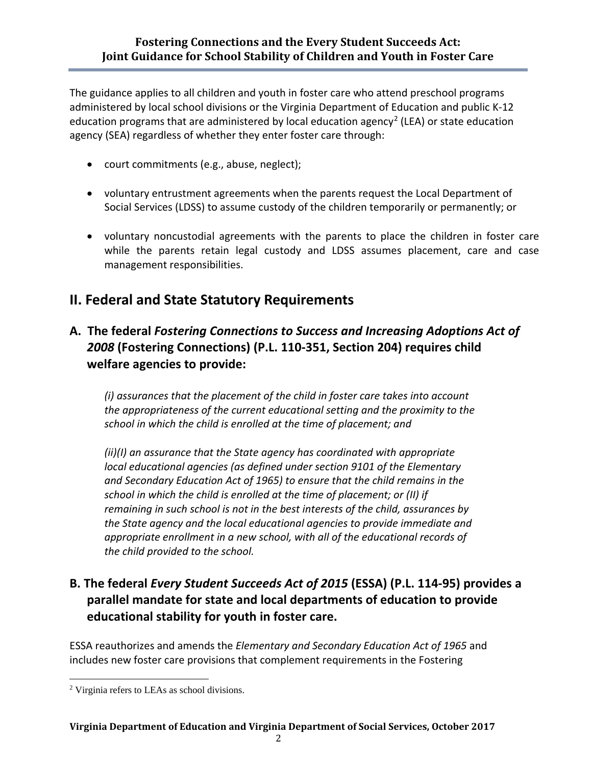The guidance applies to all children and youth in foster care who attend preschool programs administered by local school divisions or the Virginia Department of Education and public K-12 education programs that are administered by local education agency[2] (LEA) or state education agency (SEA) regardless of whether they enter foster care through:

- court commitments (e.g., abuse, neglect);
- voluntary entrustment agreements when the parents request the Local Department of Social Services (LDSS) to assume custody of the children temporarily or permanently; or
- voluntary noncustodial agreements with the parents to place the children in foster care while the parents retain legal custody and LDSS assumes placement, care and case management responsibilities.

## II. Federal and State Statutory Requirements

### A. The federal *Fostering Connections to Success and Increasing Adoptions Act of 2008* (Fostering Connections) (P.L. 110-351, Section 204) requires child welfare agencies to provide:

*(i) assurances that the placement of the child in foster care takes into account the appropriateness of the current educational setting and the proximity to the school in which the child is enrolled at the time of placement; and*

*(ii)(I) an assurance that the State agency has coordinated with appropriate local educational agencies (as defined under section 9101 of the Elementary and Secondary Education Act of 1965) to ensure that the child remains in the school in which the child is enrolled at the time of placement; or (II) if remaining in such school is not in the best interests of the child, assurances by the State agency and the local educational agencies to provide immediate and appropriate enrollment in a new school, with all of the educational records of the child provided to the school.*

### B. The federal *Every Student Succeeds Act of 2015* (ESSA) (P.L. 114-95) provides a parallel mandate for state and local departments of education to provide educational stability for youth in foster care.

ESSA reauthorizes and amends the *Elementary and Secondary Education Act of 1965* and includes new foster care provisions that complement requirements in the Fostering

[2] Virginia refers to LEAs as school divisions.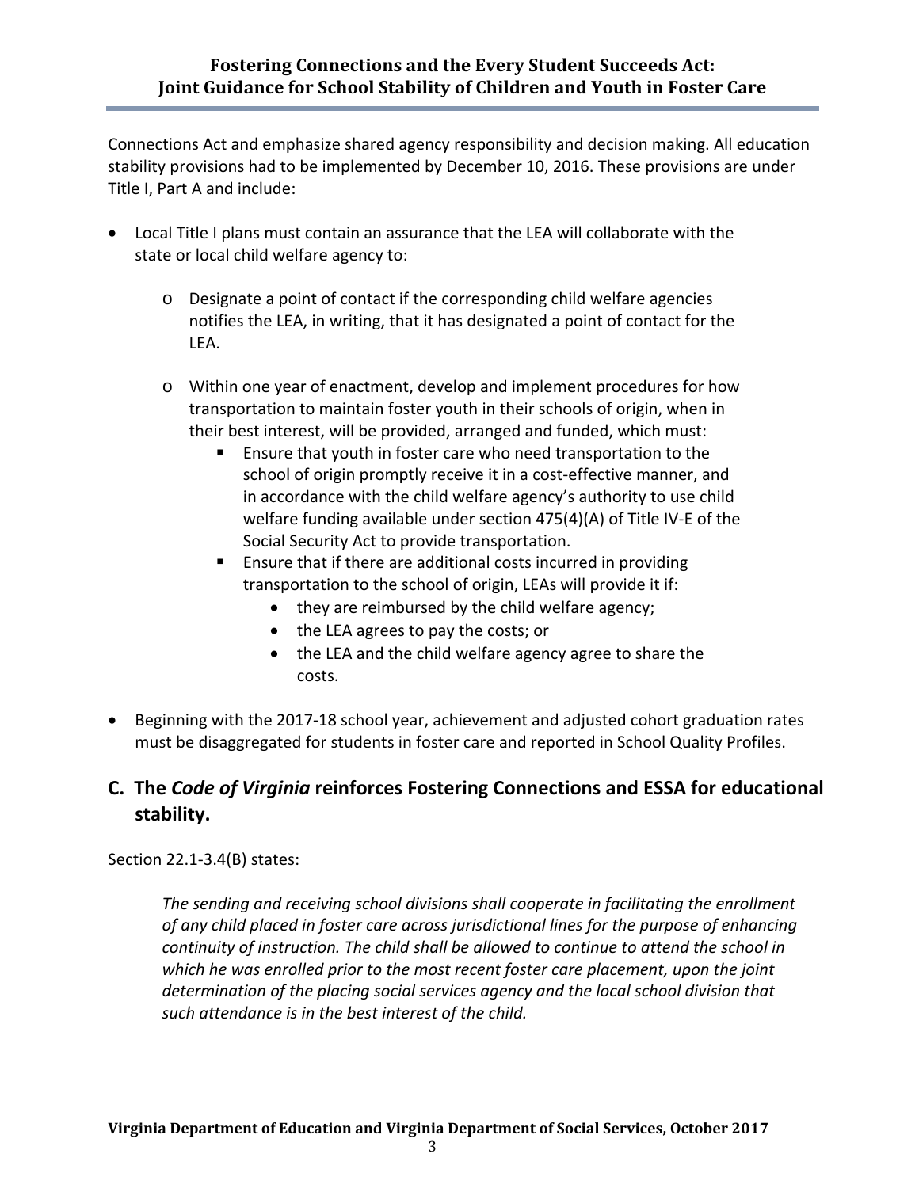Connections Act and emphasize shared agency responsibility and decision making. All education stability provisions had to be implemented by December 10, 2016. These provisions are under Title I, Part A and include:

- Local Title I plans must contain an assurance that the LEA will collaborate with the state or local child welfare agency to:
  - Designate a point of contact if the corresponding child welfare agencies notifies the LEA, in writing, that it has designated a point of contact for the LEA.
  - Within one year of enactment, develop and implement procedures for how transportation to maintain foster youth in their schools of origin, when in their best interest, will be provided, arranged and funded, which must:
    - Ensure that youth in foster care who need transportation to the school of origin promptly receive it in a cost-effective manner, and in accordance with the child welfare agency's authority to use child welfare funding available under section 475(4)(A) of Title IV-E of the Social Security Act to provide transportation.
    - Ensure that if there are additional costs incurred in providing transportation to the school of origin, LEAs will provide it if:
      - they are reimbursed by the child welfare agency;
      - the LEA agrees to pay the costs; or
      - the LEA and the child welfare agency agree to share the costs.
- Beginning with the 2017-18 school year, achievement and adjusted cohort graduation rates must be disaggregated for students in foster care and reported in School Quality Profiles.

## C. The *Code of Virginia* reinforces Fostering Connections and ESSA for educational stability.

Section 22.1-3.4(B) states:

> *The sending and receiving school divisions shall cooperate in facilitating the enrollment of any child placed in foster care across jurisdictional lines for the purpose of enhancing continuity of instruction. The child shall be allowed to continue to attend the school in which he was enrolled prior to the most recent foster care placement, upon the joint determination of the placing social services agency and the local school division that such attendance is in the best interest of the child.*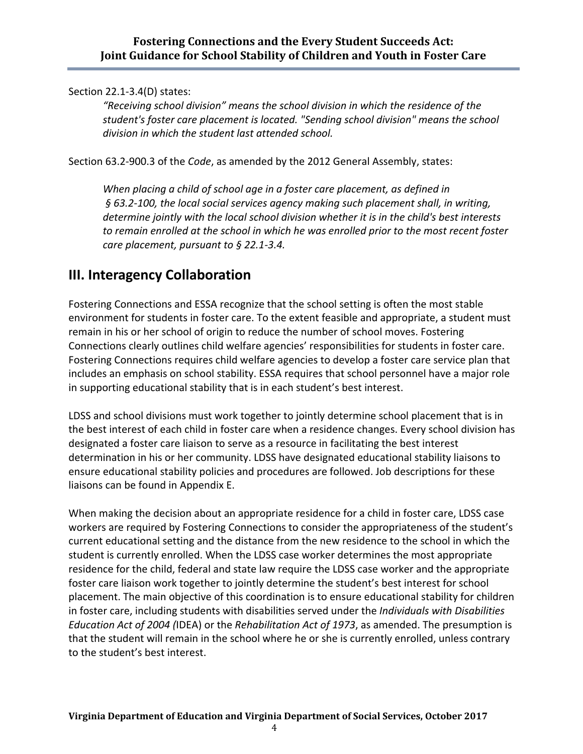Section 22.1-3.4(D) states:

> *“Receiving school division” means the school division in which the residence of the student's foster care placement is located. "Sending school division" means the school division in which the student last attended school.*

Section 63.2-900.3 of the *Code*, as amended by the 2012 General Assembly, states:

> *When placing a child of school age in a foster care placement, as defined in § 63.2-100, the local social services agency making such placement shall, in writing, determine jointly with the local school division whether it is in the child's best interests to remain enrolled at the school in which he was enrolled prior to the most recent foster care placement, pursuant to § 22.1-3.4.*

## III. Interagency Collaboration

Fostering Connections and ESSA recognize that the school setting is often the most stable environment for students in foster care. To the extent feasible and appropriate, a student must remain in his or her school of origin to reduce the number of school moves. Fostering Connections clearly outlines child welfare agencies’ responsibilities for students in foster care. Fostering Connections requires child welfare agencies to develop a foster care service plan that includes an emphasis on school stability. ESSA requires that school personnel have a major role in supporting educational stability that is in each student’s best interest.

LDSS and school divisions must work together to jointly determine school placement that is in the best interest of each child in foster care when a residence changes. Every school division has designated a foster care liaison to serve as a resource in facilitating the best interest determination in his or her community. LDSS have designated educational stability liaisons to ensure educational stability policies and procedures are followed. Job descriptions for these liaisons can be found in Appendix E.

When making the decision about an appropriate residence for a child in foster care, LDSS case workers are required by Fostering Connections to consider the appropriateness of the student’s current educational setting and the distance from the new residence to the school in which the student is currently enrolled. When the LDSS case worker determines the most appropriate residence for the child, federal and state law require the LDSS case worker and the appropriate foster care liaison work together to jointly determine the student’s best interest for school placement. The main objective of this coordination is to ensure educational stability for children in foster care, including students with disabilities served under the *Individuals with Disabilities Education Act of 2004 (*IDEA) or the *Rehabilitation Act of 1973*, as amended. The presumption is that the student will remain in the school where he or she is currently enrolled, unless contrary to the student’s best interest.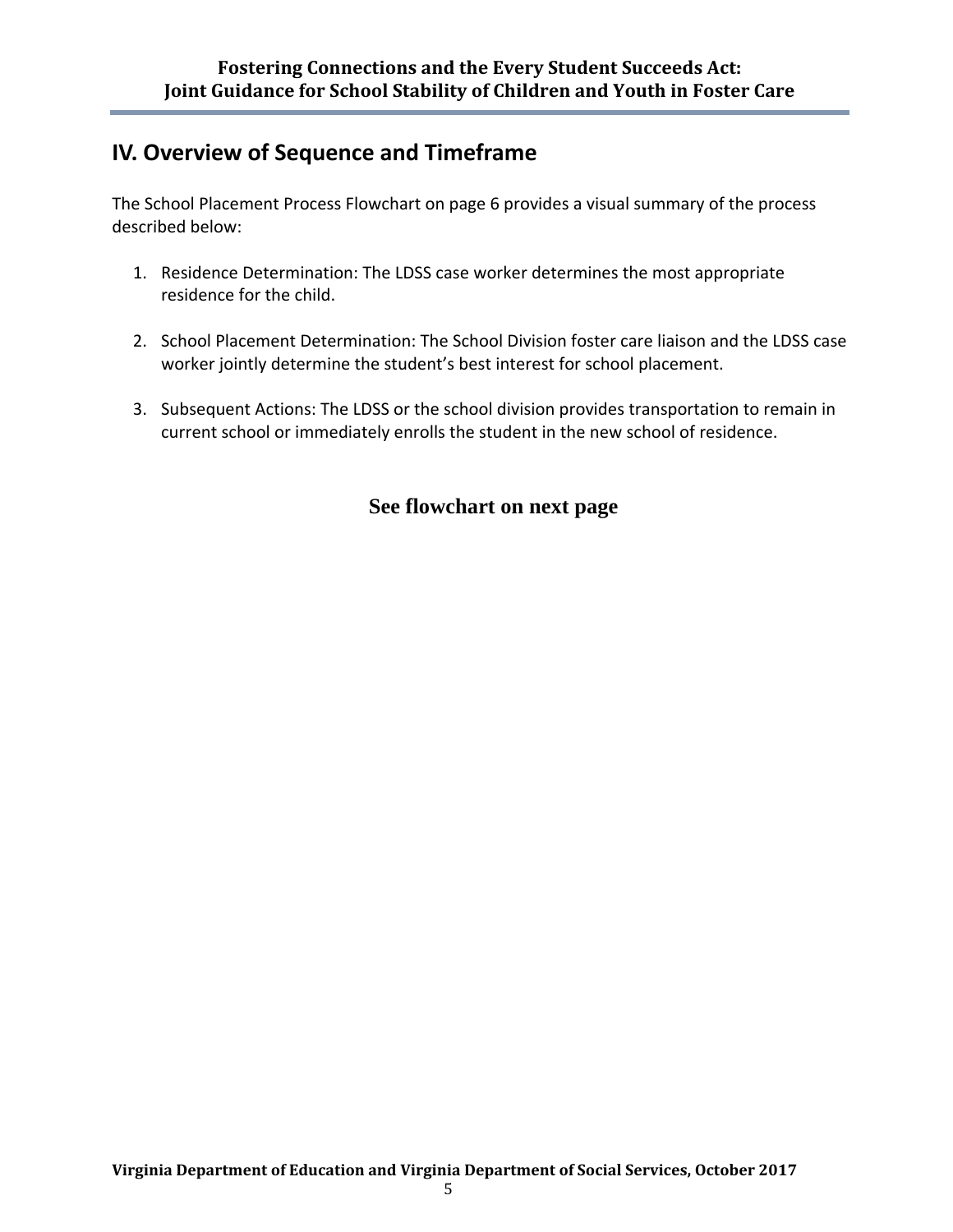## IV. Overview of Sequence and Timeframe

The School Placement Process Flowchart on page 6 provides a visual summary of the process described below:

1. Residence Determination: The LDSS case worker determines the most appropriate residence for the child.

2. School Placement Determination: The School Division foster care liaison and the LDSS case worker jointly determine the student's best interest for school placement.

3. Subsequent Actions: The LDSS or the school division provides transportation to remain in current school or immediately enrolls the student in the new school of residence.

**See flowchart on next page**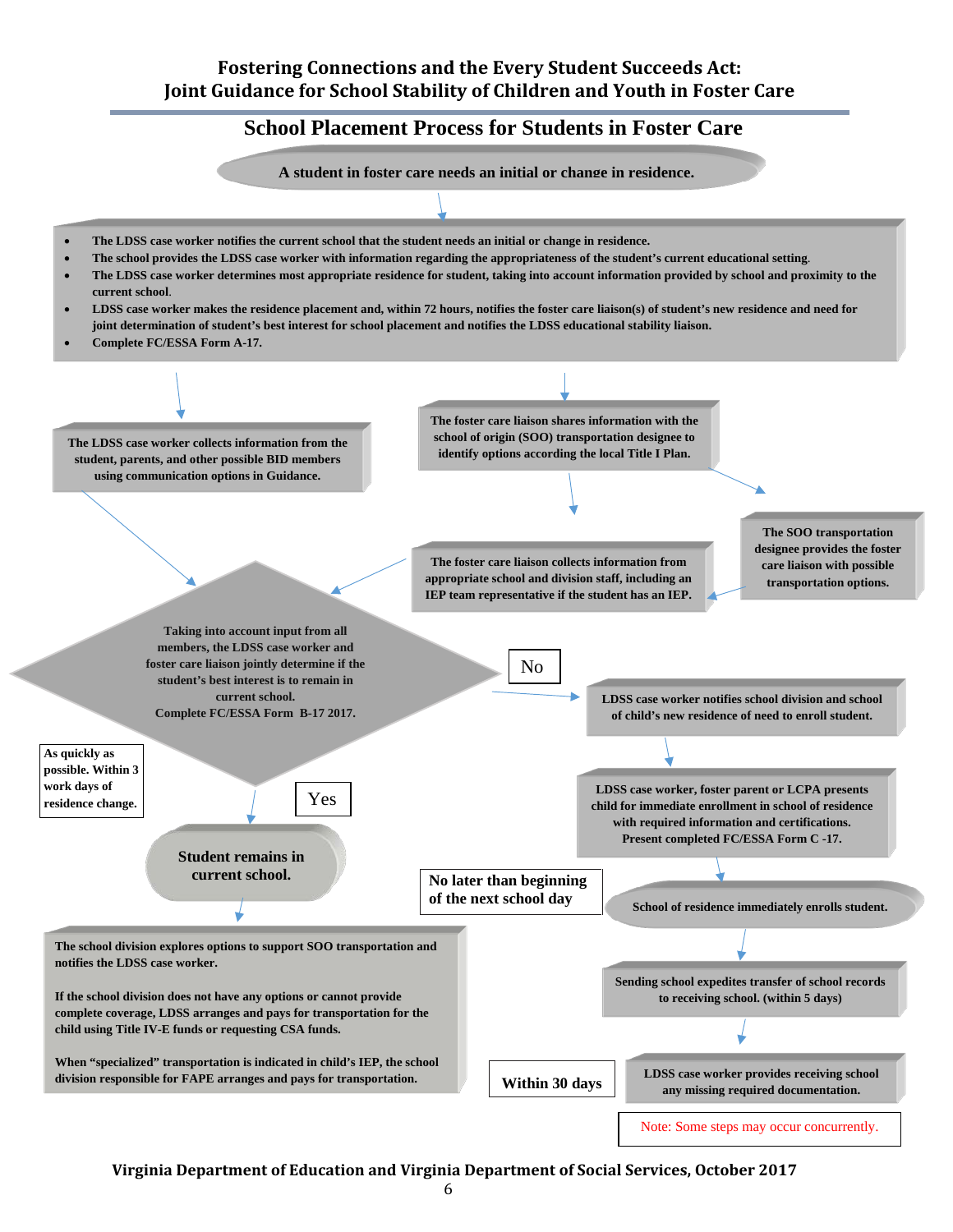## School Placement Process for Students in Foster Care

**A student in foster care needs an initial or change in residence.**

- The LDSS case worker notifies the current school that the student needs an initial or change in residence.
- The school provides the LDSS case worker with information regarding the appropriateness of the student's current educational setting.
- The LDSS case worker determines most appropriate residence for student, taking into account information provided by school and proximity to the current school.
- LDSS case worker makes the residence placement and, within 72 hours, notifies the foster care liaison(s) of student's new residence and need for joint determination of student's best interest for school placement and notifies the LDSS educational stability liaison.
- Complete FC/ESSA Form A-17.

**The LDSS case worker collects information from the student, parents, and other possible BID members using communication options in Guidance.**

**The foster care liaison shares information with the school of origin (SOO) transportation designee to identify options according the local Title I Plan.**

**The SOO transportation designee provides the foster care liaison with possible transportation options.**

**The foster care liaison collects information from appropriate school and division staff, including an IEP team representative if the student has an IEP.**

**Taking into account input from all members, the LDSS case worker and foster care liaison jointly determine if the student's best interest is to remain in current school. Complete FC/ESSA Form B-17 2017.**

As quickly as possible. Within 3 work days of residence change.

**Yes:**

**Student remains in current school.**

**The school division explores options to support SOO transportation and notifies the LDSS case worker.**

**If the school division does not have any options or cannot provide complete coverage, LDSS arranges and pays for transportation for the child using Title IV-E funds or requesting CSA funds.**

**When "specialized" transportation is indicated in child's IEP, the school division responsible for FAPE arranges and pays for transportation.**

**No:**

**LDSS case worker notifies school division and school of child's new residence of need to enroll student.**

**LDSS case worker, foster parent or LCPA presents child for immediate enrollment in school of residence with required information and certifications. Present completed FC/ESSA Form C -17.**

No later than beginning of the next school day

**School of residence immediately enrolls student.**

**Sending school expedites transfer of school records to receiving school. (within 5 days)**

Within 30 days

**LDSS case worker provides receiving school any missing required documentation.**

Note: Some steps may occur concurrently.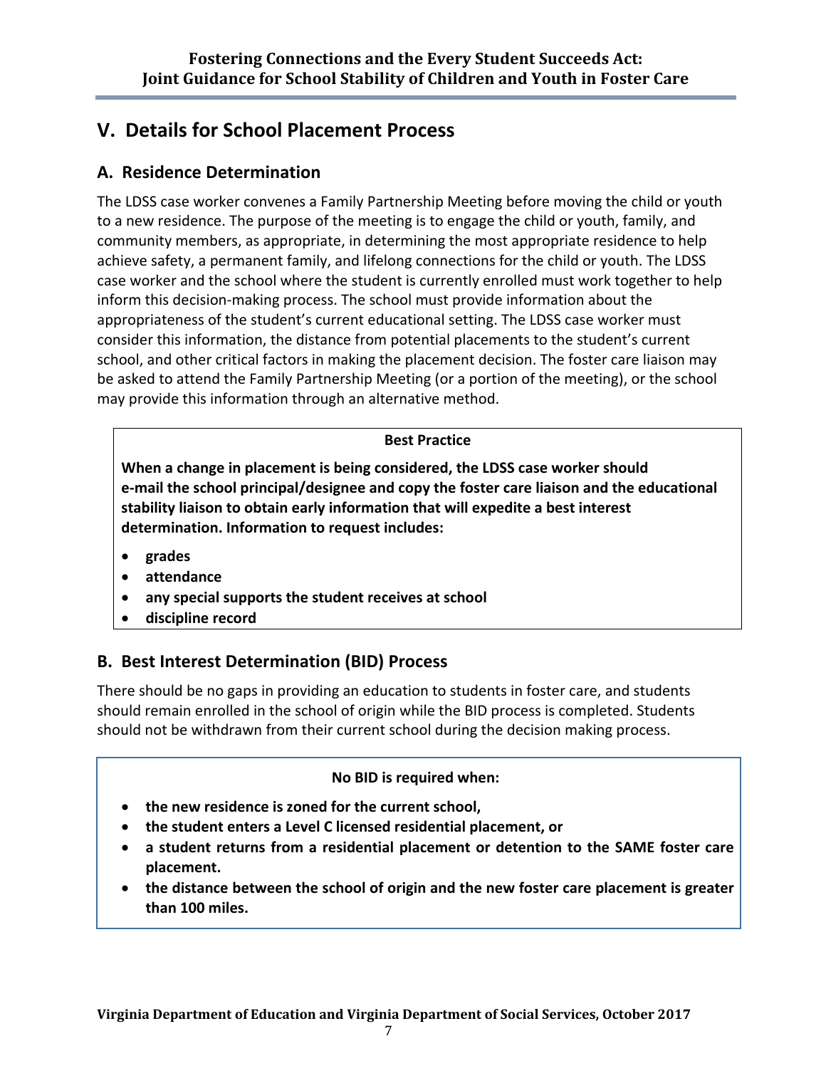## V. Details for School Placement Process

### A. Residence Determination

The LDSS case worker convenes a Family Partnership Meeting before moving the child or youth to a new residence. The purpose of the meeting is to engage the child or youth, family, and community members, as appropriate, in determining the most appropriate residence to help achieve safety, a permanent family, and lifelong connections for the child or youth. The LDSS case worker and the school where the student is currently enrolled must work together to help inform this decision-making process. The school must provide information about the appropriateness of the student's current educational setting. The LDSS case worker must consider this information, the distance from potential placements to the student's current school, and other critical factors in making the placement decision. The foster care liaison may be asked to attend the Family Partnership Meeting (or a portion of the meeting), or the school may provide this information through an alternative method.

**Best Practice**

**When a change in placement is being considered, the LDSS case worker should e-mail the school principal/designee and copy the foster care liaison and the educational stability liaison to obtain early information that will expedite a best interest determination. Information to request includes:**

- **grades**
- **attendance**
- **any special supports the student receives at school**
- **discipline record**

### B. Best Interest Determination (BID) Process

There should be no gaps in providing an education to students in foster care, and students should remain enrolled in the school of origin while the BID process is completed. Students should not be withdrawn from their current school during the decision making process.

**No BID is required when:**

- **the new residence is zoned for the current school,**
- **the student enters a Level C licensed residential placement, or**
- **a student returns from a residential placement or detention to the SAME foster care placement.**
- **the distance between the school of origin and the new foster care placement is greater than 100 miles.**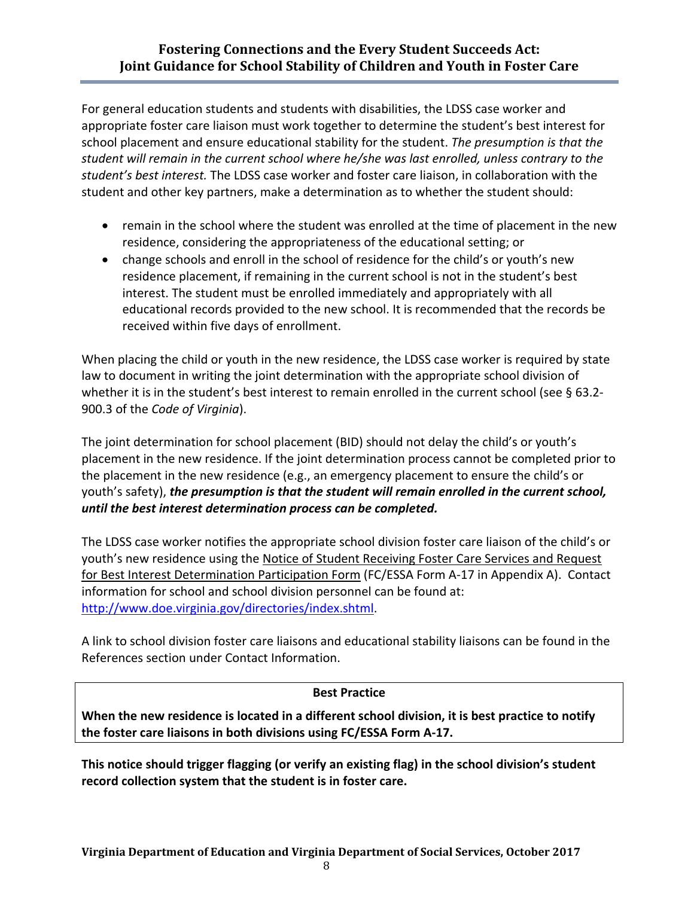For general education students and students with disabilities, the LDSS case worker and appropriate foster care liaison must work together to determine the student's best interest for school placement and ensure educational stability for the student. *The presumption is that the student will remain in the current school where he/she was last enrolled, unless contrary to the student's best interest.* The LDSS case worker and foster care liaison, in collaboration with the student and other key partners, make a determination as to whether the student should:

- remain in the school where the student was enrolled at the time of placement in the new residence, considering the appropriateness of the educational setting; or
- change schools and enroll in the school of residence for the child's or youth's new residence placement, if remaining in the current school is not in the student's best interest. The student must be enrolled immediately and appropriately with all educational records provided to the new school. It is recommended that the records be received within five days of enrollment.

When placing the child or youth in the new residence, the LDSS case worker is required by state law to document in writing the joint determination with the appropriate school division of whether it is in the student's best interest to remain enrolled in the current school (see § 63.2-900.3 of the *Code of Virginia*).

The joint determination for school placement (BID) should not delay the child's or youth's placement in the new residence. If the joint determination process cannot be completed prior to the placement in the new residence (e.g., an emergency placement to ensure the child's or youth's safety), ***the presumption is that the student will remain enrolled in the current school, until the best interest determination process can be completed.***

The LDSS case worker notifies the appropriate school division foster care liaison of the child's or youth's new residence using the Notice of Student Receiving Foster Care Services and Request for Best Interest Determination Participation Form (FC/ESSA Form A-17 in Appendix A). Contact information for school and school division personnel can be found at: http://www.doe.virginia.gov/directories/index.shtml.

A link to school division foster care liaisons and educational stability liaisons can be found in the References section under Contact Information.

| **Best Practice** |
|---|
| **When the new residence is located in a different school division, it is best practice to notify the foster care liaisons in both divisions using FC/ESSA Form A-17.** |

**This notice should trigger flagging (or verify an existing flag) in the school division's student record collection system that the student is in foster care.**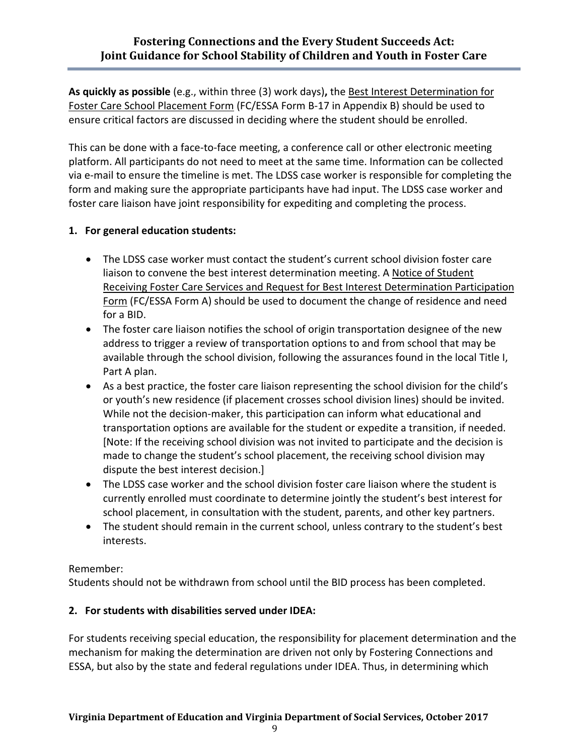**As quickly as possible** (e.g., within three (3) work days)**,** the Best Interest Determination for Foster Care School Placement Form (FC/ESSA Form B-17 in Appendix B) should be used to ensure critical factors are discussed in deciding where the student should be enrolled.

This can be done with a face-to-face meeting, a conference call or other electronic meeting platform. All participants do not need to meet at the same time. Information can be collected via e-mail to ensure the timeline is met. The LDSS case worker is responsible for completing the form and making sure the appropriate participants have had input. The LDSS case worker and foster care liaison have joint responsibility for expediting and completing the process.

**1. For general education students:**

- The LDSS case worker must contact the student's current school division foster care liaison to convene the best interest determination meeting. A Notice of Student Receiving Foster Care Services and Request for Best Interest Determination Participation Form (FC/ESSA Form A) should be used to document the change of residence and need for a BID.
- The foster care liaison notifies the school of origin transportation designee of the new address to trigger a review of transportation options to and from school that may be available through the school division, following the assurances found in the local Title I, Part A plan.
- As a best practice, the foster care liaison representing the school division for the child's or youth's new residence (if placement crosses school division lines) should be invited. While not the decision-maker, this participation can inform what educational and transportation options are available for the student or expedite a transition, if needed. [Note: If the receiving school division was not invited to participate and the decision is made to change the student's school placement, the receiving school division may dispute the best interest decision.]
- The LDSS case worker and the school division foster care liaison where the student is currently enrolled must coordinate to determine jointly the student's best interest for school placement, in consultation with the student, parents, and other key partners.
- The student should remain in the current school, unless contrary to the student's best interests.

Remember:
Students should not be withdrawn from school until the BID process has been completed.

**2. For students with disabilities served under IDEA:**

For students receiving special education, the responsibility for placement determination and the mechanism for making the determination are driven not only by Fostering Connections and ESSA, but also by the state and federal regulations under IDEA. Thus, in determining which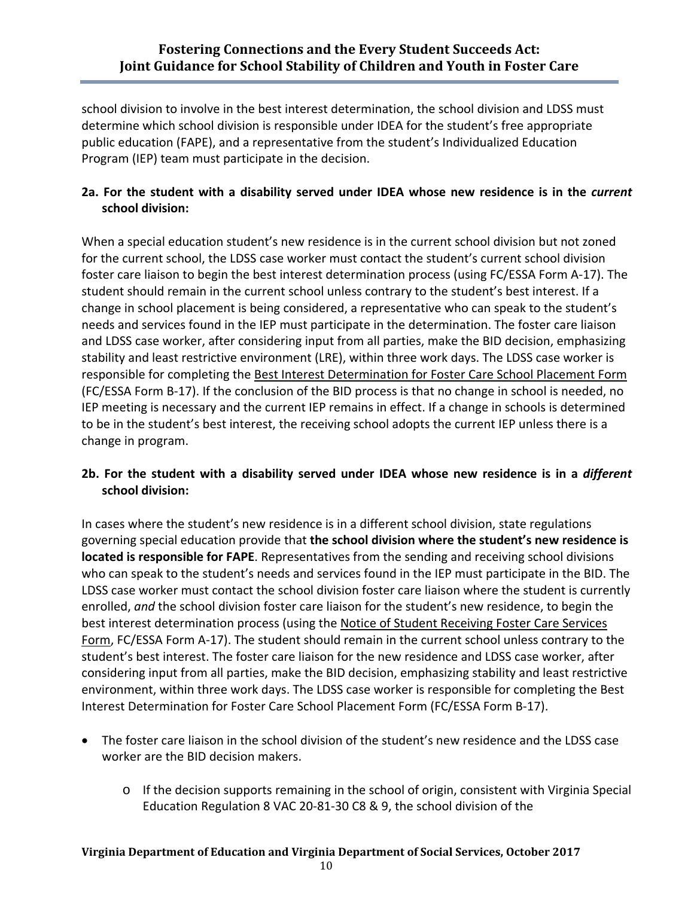school division to involve in the best interest determination, the school division and LDSS must determine which school division is responsible under IDEA for the student's free appropriate public education (FAPE), and a representative from the student's Individualized Education Program (IEP) team must participate in the decision.

**2a. For the student with a disability served under IDEA whose new residence is in the *current* school division:**

When a special education student's new residence is in the current school division but not zoned for the current school, the LDSS case worker must contact the student's current school division foster care liaison to begin the best interest determination process (using FC/ESSA Form A-17). The student should remain in the current school unless contrary to the student's best interest. If a change in school placement is being considered, a representative who can speak to the student's needs and services found in the IEP must participate in the determination. The foster care liaison and LDSS case worker, after considering input from all parties, make the BID decision, emphasizing stability and least restrictive environment (LRE), within three work days. The LDSS case worker is responsible for completing the Best Interest Determination for Foster Care School Placement Form (FC/ESSA Form B-17). If the conclusion of the BID process is that no change in school is needed, no IEP meeting is necessary and the current IEP remains in effect. If a change in schools is determined to be in the student's best interest, the receiving school adopts the current IEP unless there is a change in program.

**2b. For the student with a disability served under IDEA whose new residence is in a *different* school division:**

In cases where the student's new residence is in a different school division, state regulations governing special education provide that **the school division where the student's new residence is located is responsible for FAPE**. Representatives from the sending and receiving school divisions who can speak to the student's needs and services found in the IEP must participate in the BID. The LDSS case worker must contact the school division foster care liaison where the student is currently enrolled, *and* the school division foster care liaison for the student's new residence, to begin the best interest determination process (using the Notice of Student Receiving Foster Care Services Form, FC/ESSA Form A-17). The student should remain in the current school unless contrary to the student's best interest. The foster care liaison for the new residence and LDSS case worker, after considering input from all parties, make the BID decision, emphasizing stability and least restrictive environment, within three work days. The LDSS case worker is responsible for completing the Best Interest Determination for Foster Care School Placement Form (FC/ESSA Form B-17).

- The foster care liaison in the school division of the student's new residence and the LDSS case worker are the BID decision makers.
    - If the decision supports remaining in the school of origin, consistent with Virginia Special Education Regulation 8 VAC 20-81-30 C8 & 9, the school division of the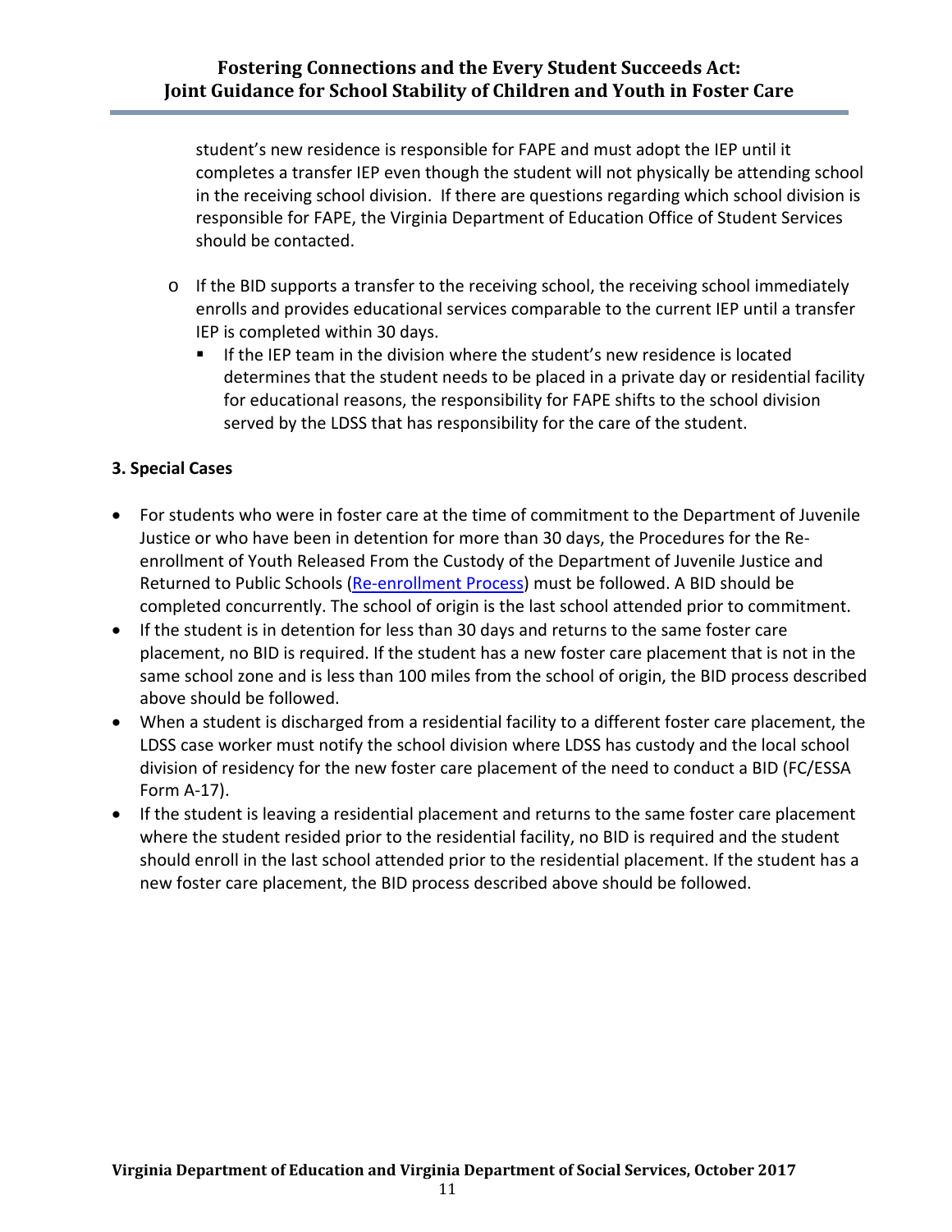student's new residence is responsible for FAPE and must adopt the IEP until it completes a transfer IEP even though the student will not physically be attending school in the receiving school division. If there are questions regarding which school division is responsible for FAPE, the Virginia Department of Education Office of Student Services should be contacted.

- If the BID supports a transfer to the receiving school, the receiving school immediately enrolls and provides educational services comparable to the current IEP until a transfer IEP is completed within 30 days.
  - If the IEP team in the division where the student's new residence is located determines that the student needs to be placed in a private day or residential facility for educational reasons, the responsibility for FAPE shifts to the school division served by the LDSS that has responsibility for the care of the student.

**3. Special Cases**

- For students who were in foster care at the time of commitment to the Department of Juvenile Justice or who have been in detention for more than 30 days, the Procedures for the Re-enrollment of Youth Released From the Custody of the Department of Juvenile Justice and Returned to Public Schools (Re-enrollment Process) must be followed. A BID should be completed concurrently. The school of origin is the last school attended prior to commitment.
- If the student is in detention for less than 30 days and returns to the same foster care placement, no BID is required. If the student has a new foster care placement that is not in the same school zone and is less than 100 miles from the school of origin, the BID process described above should be followed.
- When a student is discharged from a residential facility to a different foster care placement, the LDSS case worker must notify the school division where LDSS has custody and the local school division of residency for the new foster care placement of the need to conduct a BID (FC/ESSA Form A-17).
- If the student is leaving a residential placement and returns to the same foster care placement where the student resided prior to the residential facility, no BID is required and the student should enroll in the last school attended prior to the residential placement. If the student has a new foster care placement, the BID process described above should be followed.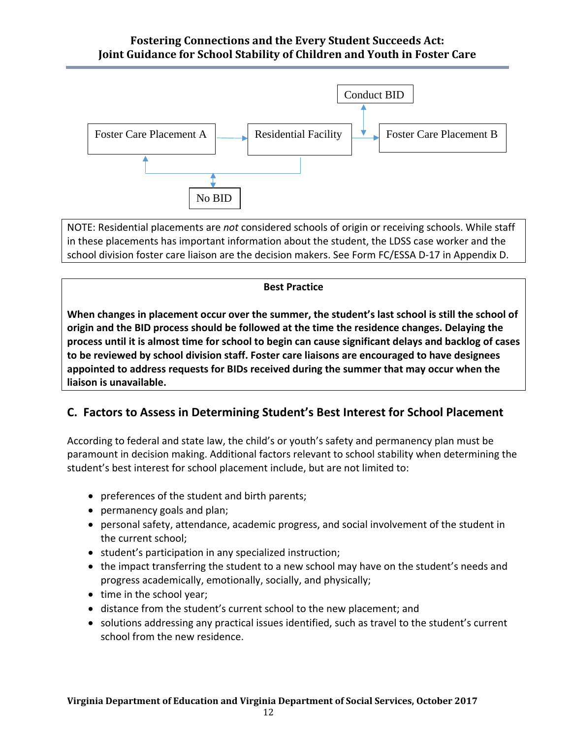Conduct BID

Foster Care Placement A → Residential Facility → Foster Care Placement B

No BID

NOTE: Residential placements are *not* considered schools of origin or receiving schools. While staff in these placements has important information about the student, the LDSS case worker and the school division foster care liaison are the decision makers. See Form FC/ESSA D-17 in Appendix D.

**Best Practice**

**When changes in placement occur over the summer, the student's last school is still the school of origin and the BID process should be followed at the time the residence changes. Delaying the process until it is almost time for school to begin can cause significant delays and backlog of cases to be reviewed by school division staff. Foster care liaisons are encouraged to have designees appointed to address requests for BIDs received during the summer that may occur when the liaison is unavailable.**

## C. Factors to Assess in Determining Student's Best Interest for School Placement

According to federal and state law, the child's or youth's safety and permanency plan must be paramount in decision making. Additional factors relevant to school stability when determining the student's best interest for school placement include, but are not limited to:

- preferences of the student and birth parents;
- permanency goals and plan;
- personal safety, attendance, academic progress, and social involvement of the student in the current school;
- student's participation in any specialized instruction;
- the impact transferring the student to a new school may have on the student's needs and progress academically, emotionally, socially, and physically;
- time in the school year;
- distance from the student's current school to the new placement; and
- solutions addressing any practical issues identified, such as travel to the student's current school from the new residence.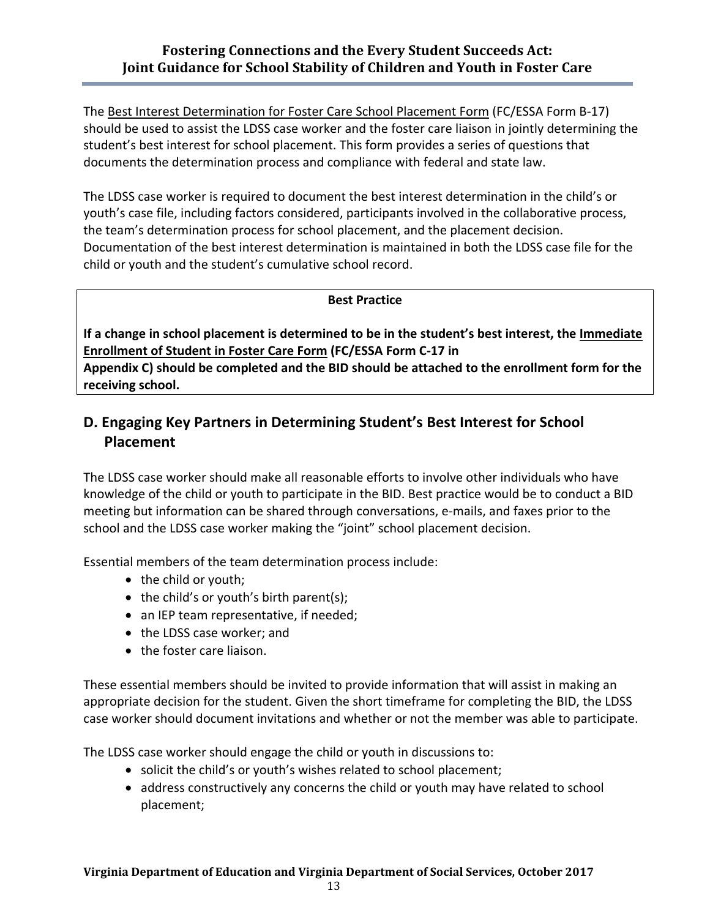The Best Interest Determination for Foster Care School Placement Form (FC/ESSA Form B-17) should be used to assist the LDSS case worker and the foster care liaison in jointly determining the student's best interest for school placement. This form provides a series of questions that documents the determination process and compliance with federal and state law.

The LDSS case worker is required to document the best interest determination in the child's or youth's case file, including factors considered, participants involved in the collaborative process, the team's determination process for school placement, and the placement decision. Documentation of the best interest determination is maintained in both the LDSS case file for the child or youth and the student's cumulative school record.

**Best Practice**

**If a change in school placement is determined to be in the student's best interest, the Immediate Enrollment of Student in Foster Care Form (FC/ESSA Form C-17 in Appendix C) should be completed and the BID should be attached to the enrollment form for the receiving school.**

## D. Engaging Key Partners in Determining Student's Best Interest for School Placement

The LDSS case worker should make all reasonable efforts to involve other individuals who have knowledge of the child or youth to participate in the BID. Best practice would be to conduct a BID meeting but information can be shared through conversations, e-mails, and faxes prior to the school and the LDSS case worker making the "joint" school placement decision.

Essential members of the team determination process include:

- the child or youth;
- the child's or youth's birth parent(s);
- an IEP team representative, if needed;
- the LDSS case worker; and
- the foster care liaison.

These essential members should be invited to provide information that will assist in making an appropriate decision for the student. Given the short timeframe for completing the BID, the LDSS case worker should document invitations and whether or not the member was able to participate.

The LDSS case worker should engage the child or youth in discussions to:

- solicit the child's or youth's wishes related to school placement;
- address constructively any concerns the child or youth may have related to school placement;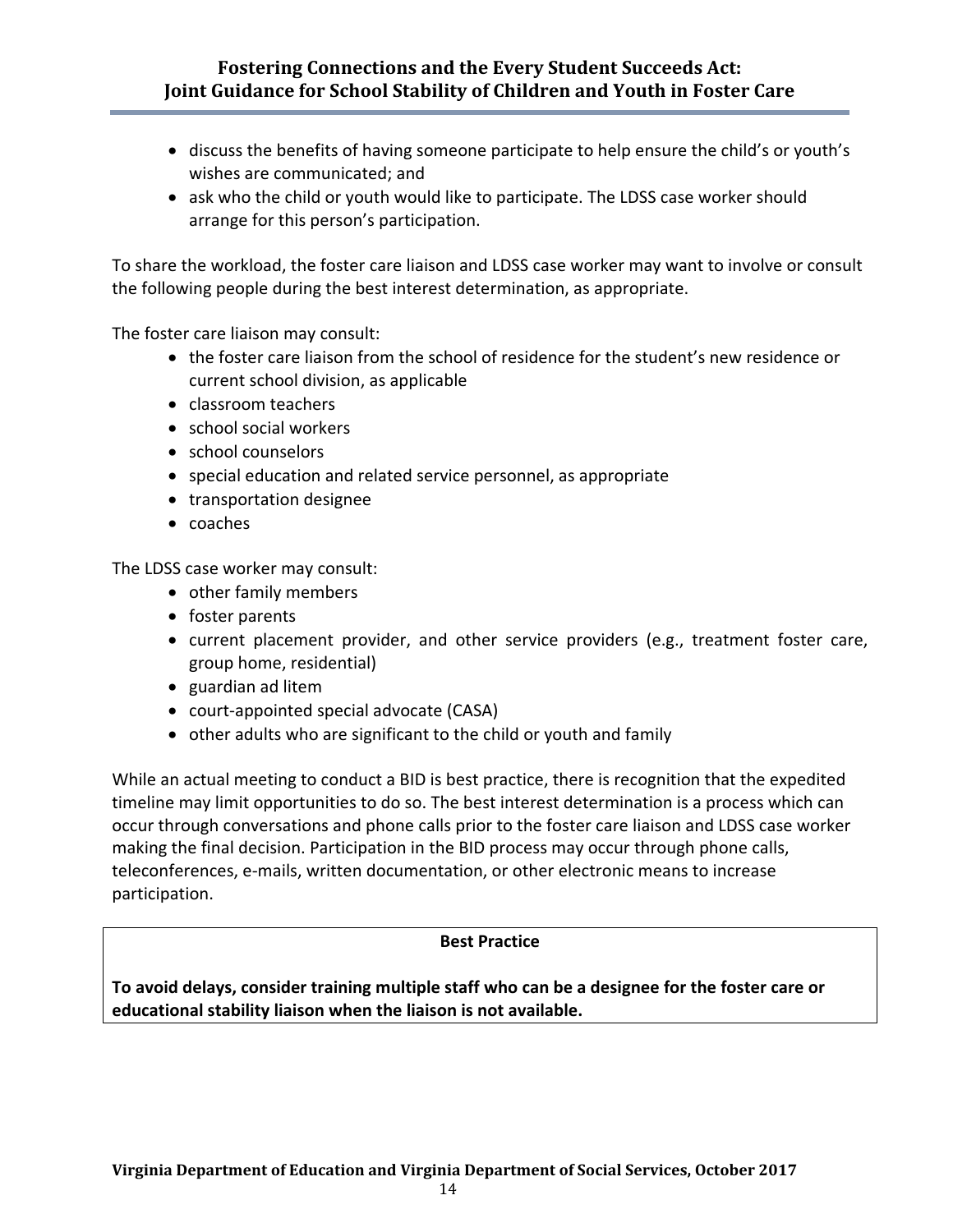- discuss the benefits of having someone participate to help ensure the child's or youth's wishes are communicated; and
- ask who the child or youth would like to participate. The LDSS case worker should arrange for this person's participation.

To share the workload, the foster care liaison and LDSS case worker may want to involve or consult the following people during the best interest determination, as appropriate.

The foster care liaison may consult:

- the foster care liaison from the school of residence for the student's new residence or current school division, as applicable
- classroom teachers
- school social workers
- school counselors
- special education and related service personnel, as appropriate
- transportation designee
- coaches

The LDSS case worker may consult:

- other family members
- foster parents
- current placement provider, and other service providers (e.g., treatment foster care, group home, residential)
- guardian ad litem
- court-appointed special advocate (CASA)
- other adults who are significant to the child or youth and family

While an actual meeting to conduct a BID is best practice, there is recognition that the expedited timeline may limit opportunities to do so. The best interest determination is a process which can occur through conversations and phone calls prior to the foster care liaison and LDSS case worker making the final decision. Participation in the BID process may occur through phone calls, teleconferences, e-mails, written documentation, or other electronic means to increase participation.

**Best Practice**

**To avoid delays, consider training multiple staff who can be a designee for the foster care or educational stability liaison when the liaison is not available.**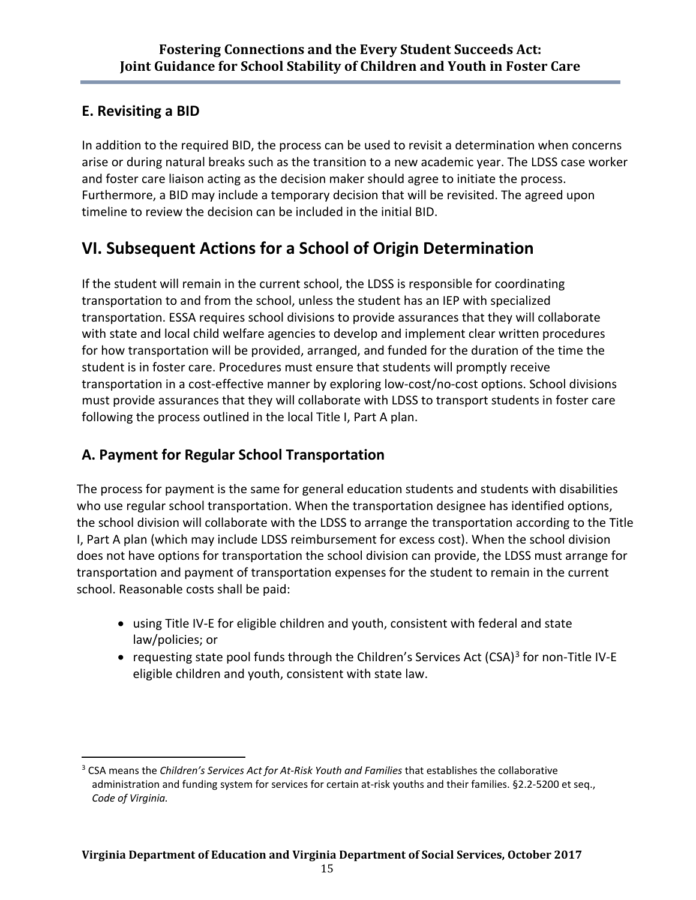### E. Revisiting a BID

In addition to the required BID, the process can be used to revisit a determination when concerns arise or during natural breaks such as the transition to a new academic year. The LDSS case worker and foster care liaison acting as the decision maker should agree to initiate the process. Furthermore, a BID may include a temporary decision that will be revisited. The agreed upon timeline to review the decision can be included in the initial BID.

## VI. Subsequent Actions for a School of Origin Determination

If the student will remain in the current school, the LDSS is responsible for coordinating transportation to and from the school, unless the student has an IEP with specialized transportation. ESSA requires school divisions to provide assurances that they will collaborate with state and local child welfare agencies to develop and implement clear written procedures for how transportation will be provided, arranged, and funded for the duration of the time the student is in foster care. Procedures must ensure that students will promptly receive transportation in a cost-effective manner by exploring low-cost/no-cost options. School divisions must provide assurances that they will collaborate with LDSS to transport students in foster care following the process outlined in the local Title I, Part A plan.

### A. Payment for Regular School Transportation

The process for payment is the same for general education students and students with disabilities who use regular school transportation. When the transportation designee has identified options, the school division will collaborate with the LDSS to arrange the transportation according to the Title I, Part A plan (which may include LDSS reimbursement for excess cost). When the school division does not have options for transportation the school division can provide, the LDSS must arrange for transportation and payment of transportation expenses for the student to remain in the current school. Reasonable costs shall be paid:

- using Title IV-E for eligible children and youth, consistent with federal and state law/policies; or
- requesting state pool funds through the Children's Services Act (CSA)[3] for non-Title IV-E eligible children and youth, consistent with state law.

[3] CSA means the *Children's Services Act for At-Risk Youth and Families* that establishes the collaborative administration and funding system for services for certain at-risk youths and their families. §2.2-5200 et seq., *Code of Virginia.*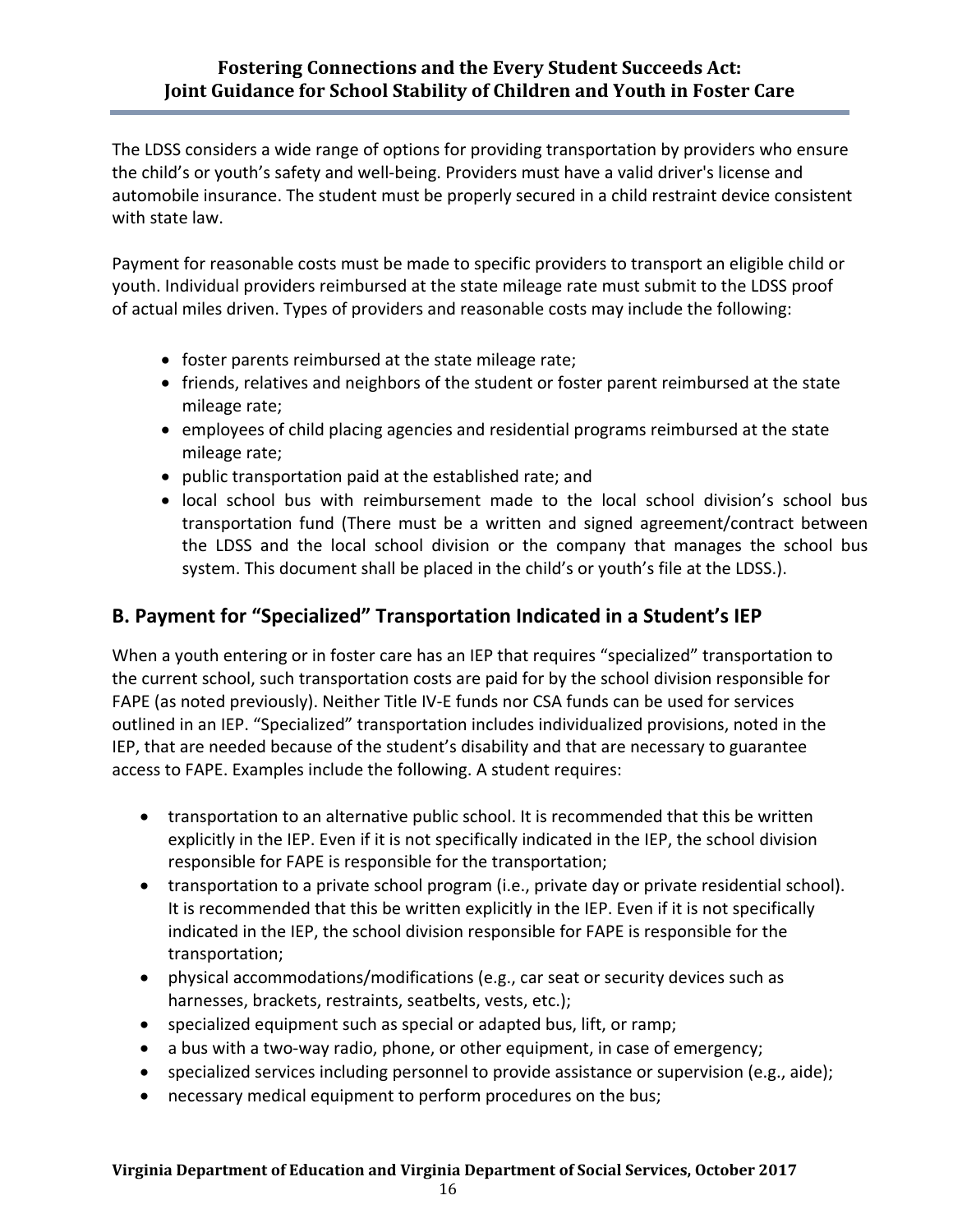The LDSS considers a wide range of options for providing transportation by providers who ensure the child's or youth's safety and well-being. Providers must have a valid driver's license and automobile insurance. The student must be properly secured in a child restraint device consistent with state law.

Payment for reasonable costs must be made to specific providers to transport an eligible child or youth. Individual providers reimbursed at the state mileage rate must submit to the LDSS proof of actual miles driven. Types of providers and reasonable costs may include the following:

- foster parents reimbursed at the state mileage rate;
- friends, relatives and neighbors of the student or foster parent reimbursed at the state mileage rate;
- employees of child placing agencies and residential programs reimbursed at the state mileage rate;
- public transportation paid at the established rate; and
- local school bus with reimbursement made to the local school division's school bus transportation fund (There must be a written and signed agreement/contract between the LDSS and the local school division or the company that manages the school bus system. This document shall be placed in the child's or youth's file at the LDSS.).

## B. Payment for "Specialized" Transportation Indicated in a Student's IEP

When a youth entering or in foster care has an IEP that requires "specialized" transportation to the current school, such transportation costs are paid for by the school division responsible for FAPE (as noted previously). Neither Title IV-E funds nor CSA funds can be used for services outlined in an IEP. "Specialized" transportation includes individualized provisions, noted in the IEP, that are needed because of the student's disability and that are necessary to guarantee access to FAPE. Examples include the following. A student requires:

- transportation to an alternative public school. It is recommended that this be written explicitly in the IEP. Even if it is not specifically indicated in the IEP, the school division responsible for FAPE is responsible for the transportation;
- transportation to a private school program (i.e., private day or private residential school). It is recommended that this be written explicitly in the IEP. Even if it is not specifically indicated in the IEP, the school division responsible for FAPE is responsible for the transportation;
- physical accommodations/modifications (e.g., car seat or security devices such as harnesses, brackets, restraints, seatbelts, vests, etc.);
- specialized equipment such as special or adapted bus, lift, or ramp;
- a bus with a two-way radio, phone, or other equipment, in case of emergency;
- specialized services including personnel to provide assistance or supervision (e.g., aide);
- necessary medical equipment to perform procedures on the bus;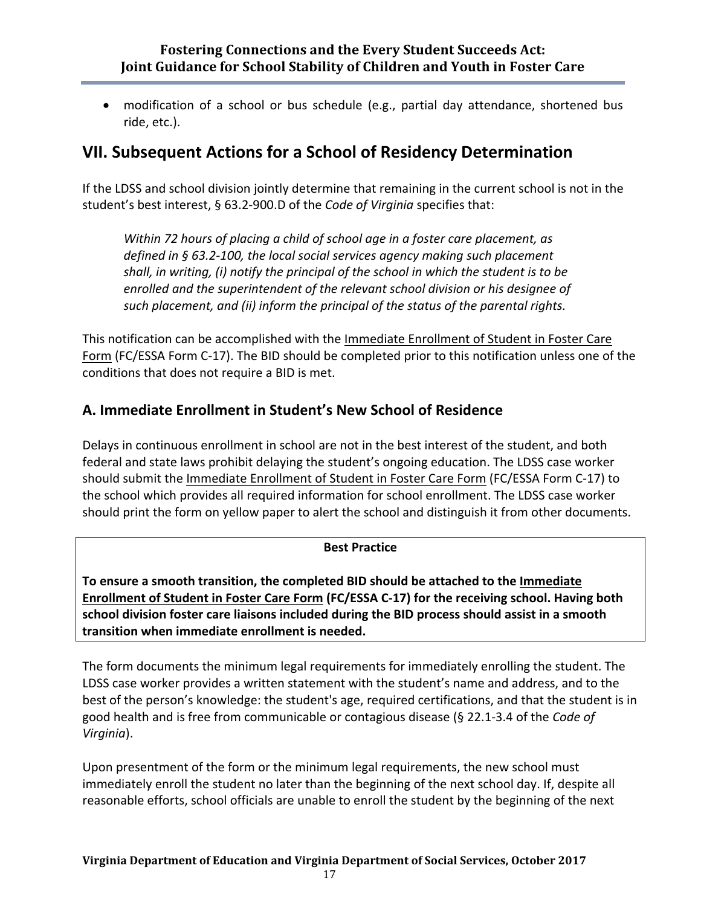- modification of a school or bus schedule (e.g., partial day attendance, shortened bus ride, etc.).

## VII. Subsequent Actions for a School of Residency Determination

If the LDSS and school division jointly determine that remaining in the current school is not in the student's best interest, § 63.2-900.D of the *Code of Virginia* specifies that:

> *Within 72 hours of placing a child of school age in a foster care placement, as defined in § 63.2-100, the local social services agency making such placement shall, in writing, (i) notify the principal of the school in which the student is to be enrolled and the superintendent of the relevant school division or his designee of such placement, and (ii) inform the principal of the status of the parental rights.*

This notification can be accomplished with the Immediate Enrollment of Student in Foster Care Form (FC/ESSA Form C-17). The BID should be completed prior to this notification unless one of the conditions that does not require a BID is met.

### A. Immediate Enrollment in Student's New School of Residence

Delays in continuous enrollment in school are not in the best interest of the student, and both federal and state laws prohibit delaying the student's ongoing education. The LDSS case worker should submit the Immediate Enrollment of Student in Foster Care Form (FC/ESSA Form C-17) to the school which provides all required information for school enrollment. The LDSS case worker should print the form on yellow paper to alert the school and distinguish it from other documents.

**Best Practice**

**To ensure a smooth transition, the completed BID should be attached to the Immediate Enrollment of Student in Foster Care Form (FC/ESSA C-17) for the receiving school. Having both school division foster care liaisons included during the BID process should assist in a smooth transition when immediate enrollment is needed.**

The form documents the minimum legal requirements for immediately enrolling the student. The LDSS case worker provides a written statement with the student's name and address, and to the best of the person's knowledge: the student's age, required certifications, and that the student is in good health and is free from communicable or contagious disease (§ 22.1-3.4 of the *Code of Virginia*).

Upon presentment of the form or the minimum legal requirements, the new school must immediately enroll the student no later than the beginning of the next school day. If, despite all reasonable efforts, school officials are unable to enroll the student by the beginning of the next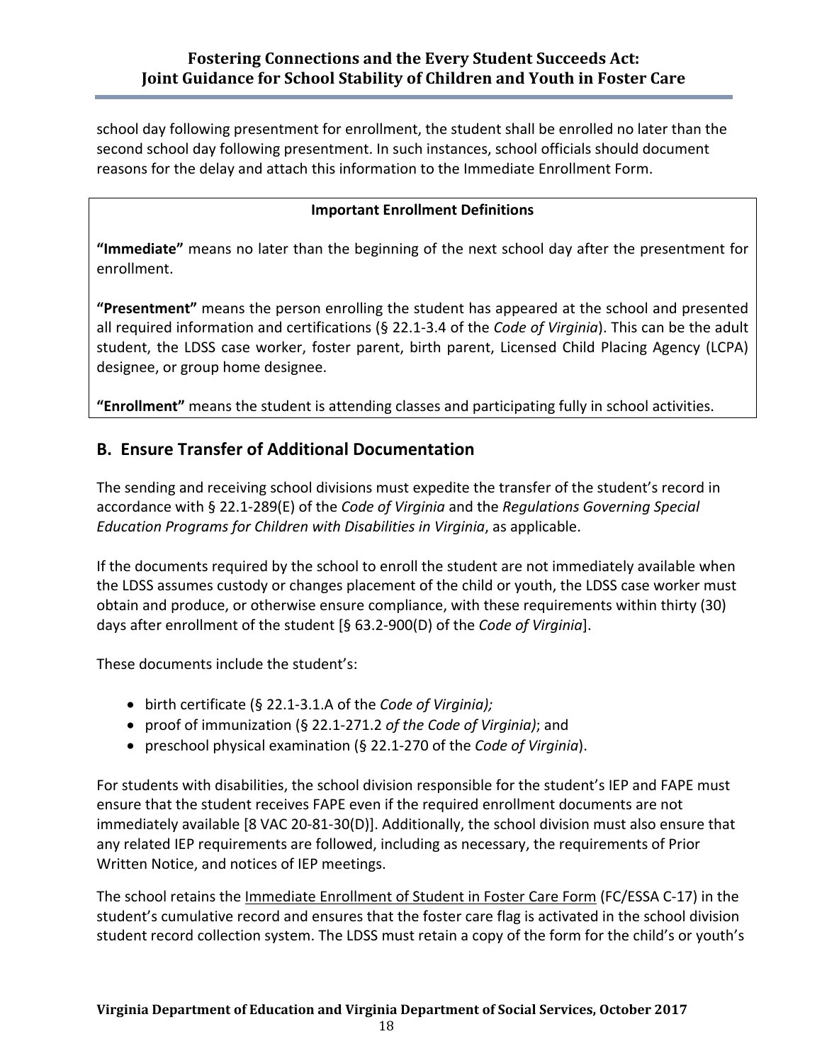school day following presentment for enrollment, the student shall be enrolled no later than the second school day following presentment. In such instances, school officials should document reasons for the delay and attach this information to the Immediate Enrollment Form.

> **Important Enrollment Definitions**
>
> **"Immediate"** means no later than the beginning of the next school day after the presentment for enrollment.
>
> **"Presentment"** means the person enrolling the student has appeared at the school and presented all required information and certifications (§ 22.1-3.4 of the *Code of Virginia*). This can be the adult student, the LDSS case worker, foster parent, birth parent, Licensed Child Placing Agency (LCPA) designee, or group home designee.
>
> **"Enrollment"** means the student is attending classes and participating fully in school activities.

## B. Ensure Transfer of Additional Documentation

The sending and receiving school divisions must expedite the transfer of the student's record in accordance with § 22.1-289(E) of the *Code of Virginia* and the *Regulations Governing Special Education Programs for Children with Disabilities in Virginia*, as applicable.

If the documents required by the school to enroll the student are not immediately available when the LDSS assumes custody or changes placement of the child or youth, the LDSS case worker must obtain and produce, or otherwise ensure compliance, with these requirements within thirty (30) days after enrollment of the student [§ 63.2-900(D) of the *Code of Virginia*].

These documents include the student's:

- birth certificate (§ 22.1-3.1.A of the *Code of Virginia);*
- proof of immunization (§ 22.1-271.2 *of the Code of Virginia)*; and
- preschool physical examination (§ 22.1-270 of the *Code of Virginia*).

For students with disabilities, the school division responsible for the student's IEP and FAPE must ensure that the student receives FAPE even if the required enrollment documents are not immediately available [8 VAC 20-81-30(D)]. Additionally, the school division must also ensure that any related IEP requirements are followed, including as necessary, the requirements of Prior Written Notice, and notices of IEP meetings.

The school retains the Immediate Enrollment of Student in Foster Care Form (FC/ESSA C-17) in the student's cumulative record and ensures that the foster care flag is activated in the school division student record collection system. The LDSS must retain a copy of the form for the child's or youth's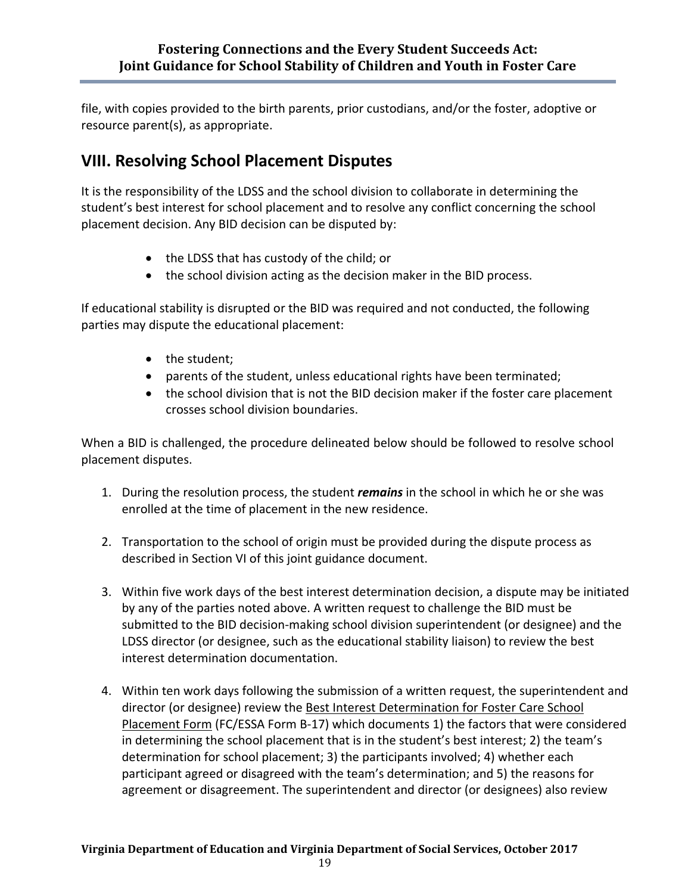file, with copies provided to the birth parents, prior custodians, and/or the foster, adoptive or resource parent(s), as appropriate.

## VIII. Resolving School Placement Disputes

It is the responsibility of the LDSS and the school division to collaborate in determining the student's best interest for school placement and to resolve any conflict concerning the school placement decision. Any BID decision can be disputed by:

- the LDSS that has custody of the child; or
- the school division acting as the decision maker in the BID process.

If educational stability is disrupted or the BID was required and not conducted, the following parties may dispute the educational placement:

- the student;
- parents of the student, unless educational rights have been terminated;
- the school division that is not the BID decision maker if the foster care placement crosses school division boundaries.

When a BID is challenged, the procedure delineated below should be followed to resolve school placement disputes.

1. During the resolution process, the student ***remains*** in the school in which he or she was enrolled at the time of placement in the new residence.

2. Transportation to the school of origin must be provided during the dispute process as described in Section VI of this joint guidance document.

3. Within five work days of the best interest determination decision, a dispute may be initiated by any of the parties noted above. A written request to challenge the BID must be submitted to the BID decision-making school division superintendent (or designee) and the LDSS director (or designee, such as the educational stability liaison) to review the best interest determination documentation.

4. Within ten work days following the submission of a written request, the superintendent and director (or designee) review the Best Interest Determination for Foster Care School Placement Form (FC/ESSA Form B-17) which documents 1) the factors that were considered in determining the school placement that is in the student's best interest; 2) the team's determination for school placement; 3) the participants involved; 4) whether each participant agreed or disagreed with the team's determination; and 5) the reasons for agreement or disagreement. The superintendent and director (or designees) also review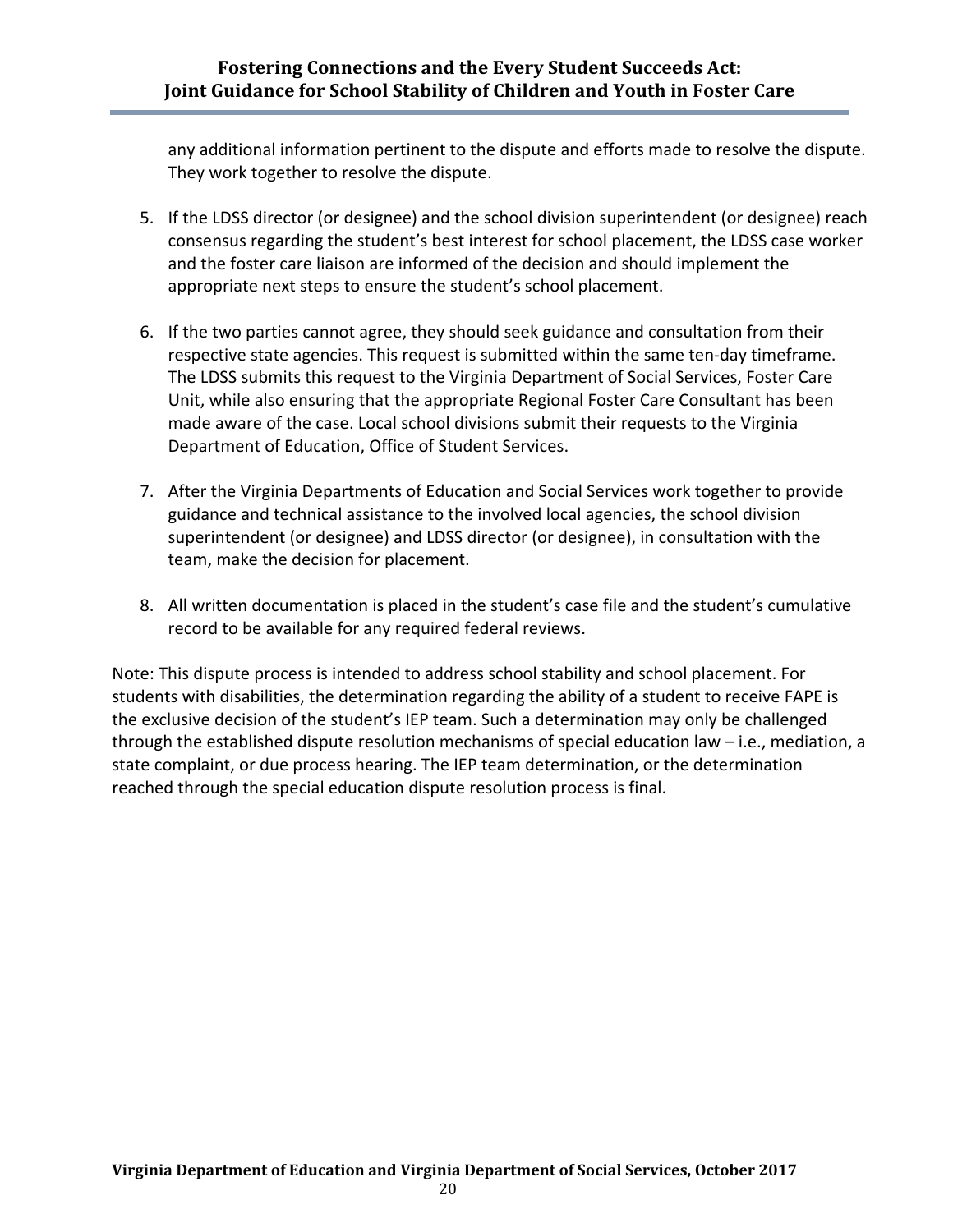any additional information pertinent to the dispute and efforts made to resolve the dispute. They work together to resolve the dispute.

5. If the LDSS director (or designee) and the school division superintendent (or designee) reach consensus regarding the student's best interest for school placement, the LDSS case worker and the foster care liaison are informed of the decision and should implement the appropriate next steps to ensure the student's school placement.

6. If the two parties cannot agree, they should seek guidance and consultation from their respective state agencies. This request is submitted within the same ten-day timeframe. The LDSS submits this request to the Virginia Department of Social Services, Foster Care Unit, while also ensuring that the appropriate Regional Foster Care Consultant has been made aware of the case. Local school divisions submit their requests to the Virginia Department of Education, Office of Student Services.

7. After the Virginia Departments of Education and Social Services work together to provide guidance and technical assistance to the involved local agencies, the school division superintendent (or designee) and LDSS director (or designee), in consultation with the team, make the decision for placement.

8. All written documentation is placed in the student's case file and the student's cumulative record to be available for any required federal reviews.

Note: This dispute process is intended to address school stability and school placement. For students with disabilities, the determination regarding the ability of a student to receive FAPE is the exclusive decision of the student's IEP team. Such a determination may only be challenged through the established dispute resolution mechanisms of special education law – i.e., mediation, a state complaint, or due process hearing. The IEP team determination, or the determination reached through the special education dispute resolution process is final.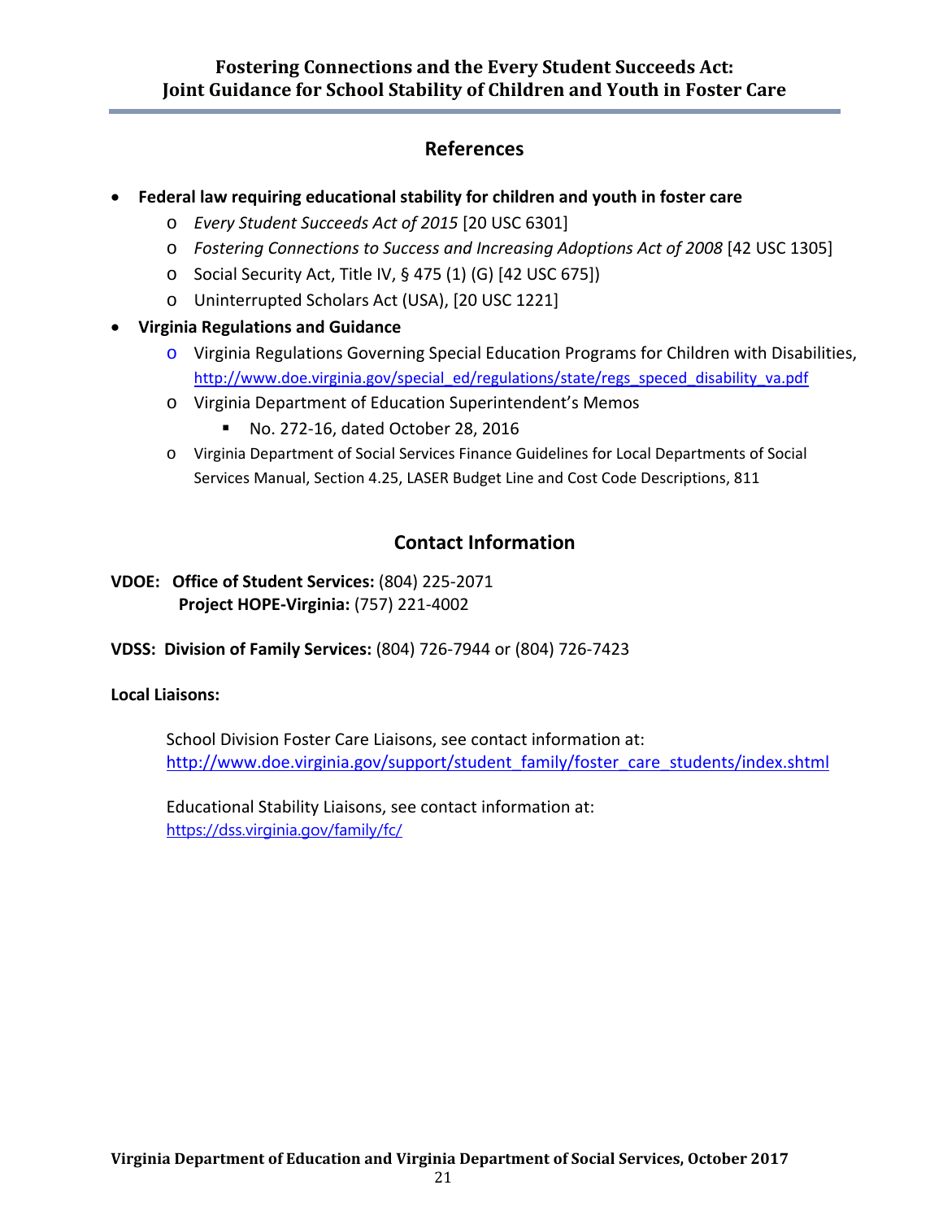## References

- **Federal law requiring educational stability for children and youth in foster care**
  - *Every Student Succeeds Act of 2015* [20 USC 6301]
  - *Fostering Connections to Success and Increasing Adoptions Act of 2008* [42 USC 1305]
  - Social Security Act, Title IV, § 475 (1) (G) [42 USC 675])
  - Uninterrupted Scholars Act (USA), [20 USC 1221]
- **Virginia Regulations and Guidance**
  - Virginia Regulations Governing Special Education Programs for Children with Disabilities, http://www.doe.virginia.gov/special_ed/regulations/state/regs_speced_disability_va.pdf
  - Virginia Department of Education Superintendent's Memos
    - No. 272-16, dated October 28, 2016
  - Virginia Department of Social Services Finance Guidelines for Local Departments of Social Services Manual, Section 4.25, LASER Budget Line and Cost Code Descriptions, 811

## Contact Information

**VDOE: Office of Student Services:** (804) 225-2071
**Project HOPE-Virginia:** (757) 221-4002

**VDSS: Division of Family Services:** (804) 726-7944 or (804) 726-7423

**Local Liaisons:**

School Division Foster Care Liaisons, see contact information at:
http://www.doe.virginia.gov/support/student_family/foster_care_students/index.shtml

Educational Stability Liaisons, see contact information at:
https://dss.virginia.gov/family/fc/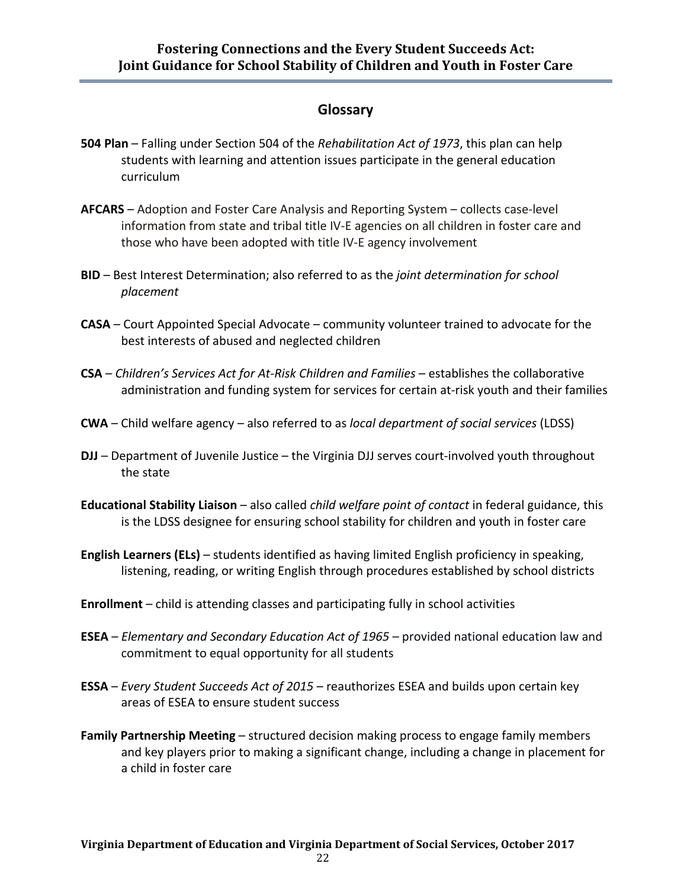# Glossary

**504 Plan** – Falling under Section 504 of the *Rehabilitation Act of 1973*, this plan can help students with learning and attention issues participate in the general education curriculum

**AFCARS** – Adoption and Foster Care Analysis and Reporting System – collects case-level information from state and tribal title IV-E agencies on all children in foster care and those who have been adopted with title IV-E agency involvement

**BID** – Best Interest Determination; also referred to as the *joint determination for school placement*

**CASA** – Court Appointed Special Advocate – community volunteer trained to advocate for the best interests of abused and neglected children

**CSA** – *Children's Services Act for At-Risk Children and Families* – establishes the collaborative administration and funding system for services for certain at-risk youth and their families

**CWA** – Child welfare agency – also referred to as *local department of social services* (LDSS)

**DJJ** – Department of Juvenile Justice – the Virginia DJJ serves court-involved youth throughout the state

**Educational Stability Liaison** – also called *child welfare point of contact* in federal guidance, this is the LDSS designee for ensuring school stability for children and youth in foster care

**English Learners (ELs)** – students identified as having limited English proficiency in speaking, listening, reading, or writing English through procedures established by school districts

**Enrollment** – child is attending classes and participating fully in school activities

**ESEA** – *Elementary and Secondary Education Act of 1965* – provided national education law and commitment to equal opportunity for all students

**ESSA** – *Every Student Succeeds Act of 2015* – reauthorizes ESEA and builds upon certain key areas of ESEA to ensure student success

**Family Partnership Meeting** – structured decision making process to engage family members and key players prior to making a significant change, including a change in placement for a child in foster care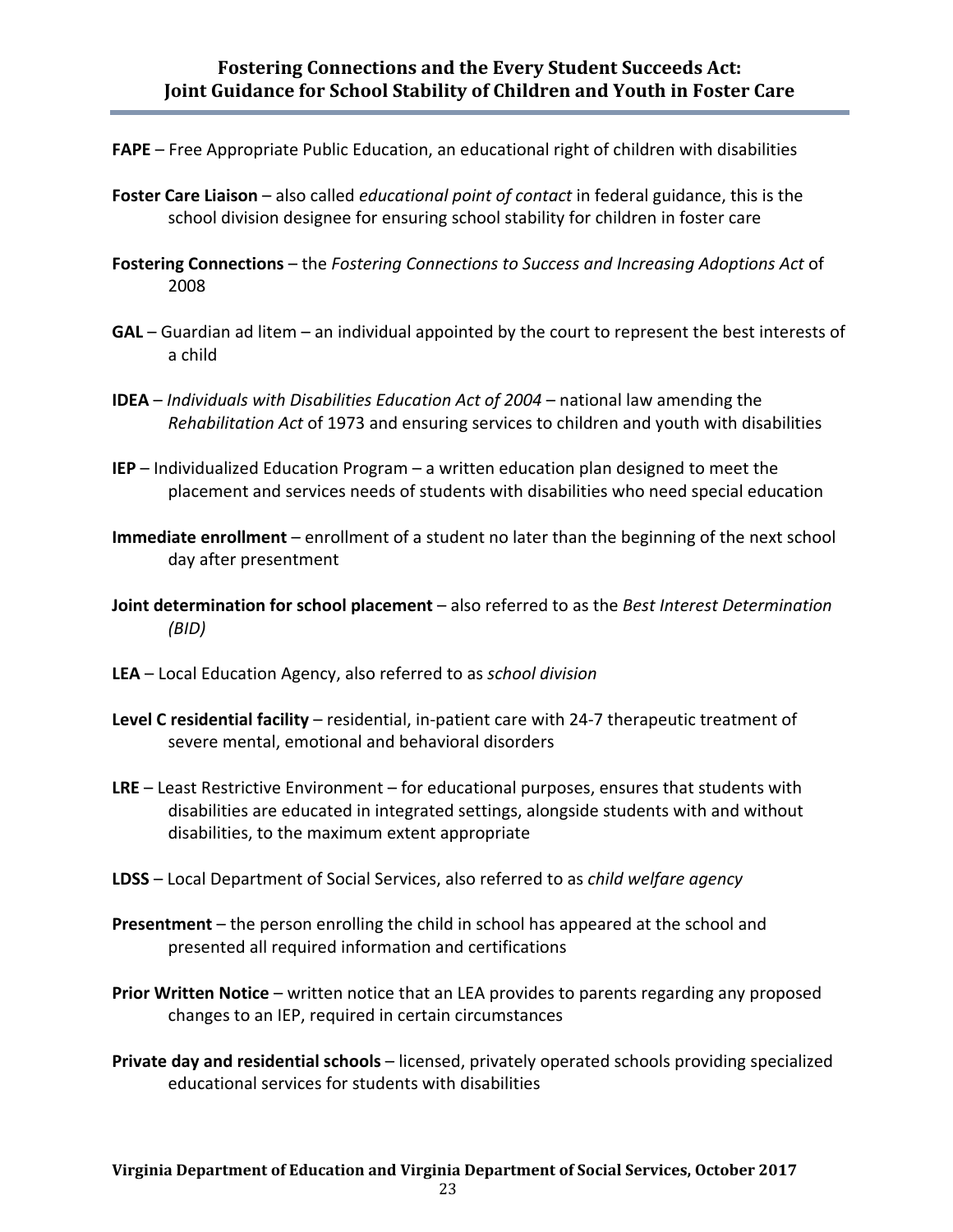**FAPE** – Free Appropriate Public Education, an educational right of children with disabilities

**Foster Care Liaison** – also called *educational point of contact* in federal guidance, this is the school division designee for ensuring school stability for children in foster care

**Fostering Connections** – the *Fostering Connections to Success and Increasing Adoptions Act* of 2008

**GAL** – Guardian ad litem – an individual appointed by the court to represent the best interests of a child

**IDEA** – *Individuals with Disabilities Education Act of 2004* – national law amending the *Rehabilitation Act* of 1973 and ensuring services to children and youth with disabilities

**IEP** – Individualized Education Program – a written education plan designed to meet the placement and services needs of students with disabilities who need special education

**Immediate enrollment** – enrollment of a student no later than the beginning of the next school day after presentment

**Joint determination for school placement** – also referred to as the *Best Interest Determination (BID)*

**LEA** – Local Education Agency, also referred to as *school division*

**Level C residential facility** – residential, in-patient care with 24-7 therapeutic treatment of severe mental, emotional and behavioral disorders

**LRE** – Least Restrictive Environment – for educational purposes, ensures that students with disabilities are educated in integrated settings, alongside students with and without disabilities, to the maximum extent appropriate

**LDSS** – Local Department of Social Services, also referred to as *child welfare agency*

**Presentment** – the person enrolling the child in school has appeared at the school and presented all required information and certifications

**Prior Written Notice** – written notice that an LEA provides to parents regarding any proposed changes to an IEP, required in certain circumstances

**Private day and residential schools** – licensed, privately operated schools providing specialized educational services for students with disabilities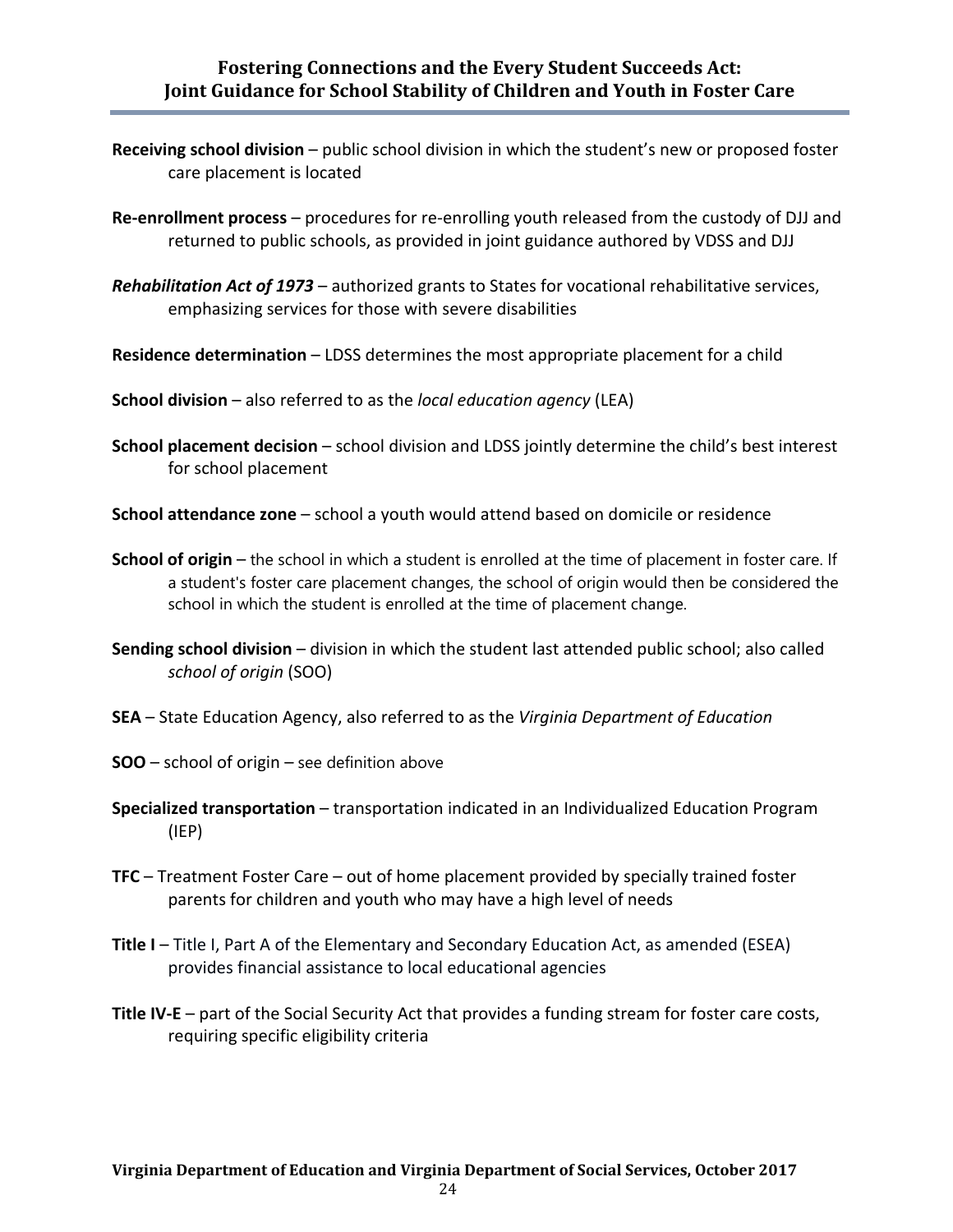**Receiving school division** – public school division in which the student's new or proposed foster care placement is located

**Re-enrollment process** – procedures for re-enrolling youth released from the custody of DJJ and returned to public schools, as provided in joint guidance authored by VDSS and DJJ

***Rehabilitation Act of 1973*** – authorized grants to States for vocational rehabilitative services, emphasizing services for those with severe disabilities

**Residence determination** – LDSS determines the most appropriate placement for a child

**School division** – also referred to as the *local education agency* (LEA)

**School placement decision** – school division and LDSS jointly determine the child's best interest for school placement

**School attendance zone** – school a youth would attend based on domicile or residence

**School of origin** – the school in which a student is enrolled at the time of placement in foster care. If a student's foster care placement changes, the school of origin would then be considered the school in which the student is enrolled at the time of placement change.

**Sending school division** – division in which the student last attended public school; also called *school of origin* (SOO)

**SEA** – State Education Agency, also referred to as the *Virginia Department of Education*

**SOO** – school of origin – see definition above

**Specialized transportation** – transportation indicated in an Individualized Education Program (IEP)

**TFC** – Treatment Foster Care – out of home placement provided by specially trained foster parents for children and youth who may have a high level of needs

**Title I** – Title I, Part A of the Elementary and Secondary Education Act, as amended (ESEA) provides financial assistance to local educational agencies

**Title IV-E** – part of the Social Security Act that provides a funding stream for foster care costs, requiring specific eligibility criteria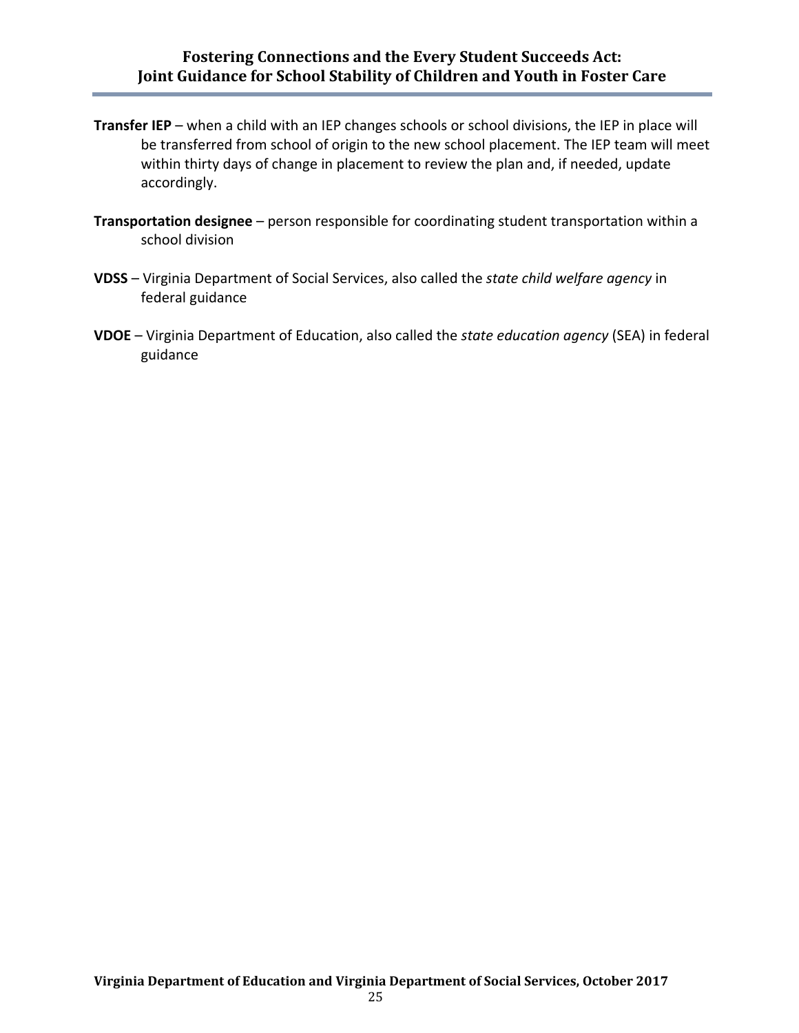**Transfer IEP** – when a child with an IEP changes schools or school divisions, the IEP in place will be transferred from school of origin to the new school placement. The IEP team will meet within thirty days of change in placement to review the plan and, if needed, update accordingly.

**Transportation designee** – person responsible for coordinating student transportation within a school division

**VDSS** – Virginia Department of Social Services, also called the *state child welfare agency* in federal guidance

**VDOE** – Virginia Department of Education, also called the *state education agency* (SEA) in federal guidance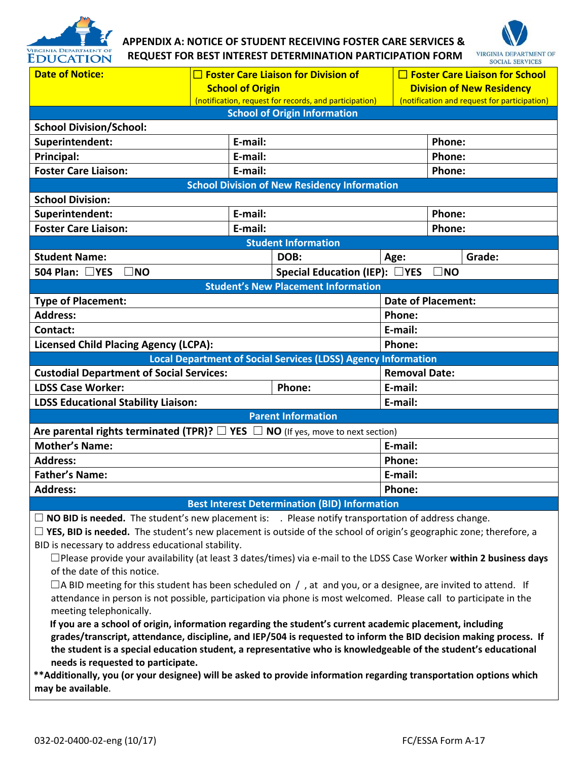# APPENDIX A: NOTICE OF STUDENT RECEIVING FOSTER CARE SERVICES & REQUEST FOR BEST INTEREST DETERMINATION PARTICIPATION FORM

| Date of Notice: | ☐ Foster Care Liaison for Division of School of Origin (notification, request for records, and participation) | ☐ Foster Care Liaison for School Division of New Residency (notification and request for participation) |
|---|---|---|

**School of Origin Information**

| School Division/School: | | |
|---|---|---|
| Superintendent: | E-mail: | Phone: |
| Principal: | E-mail: | Phone: |
| Foster Care Liaison: | E-mail: | Phone: |

**School Division of New Residency Information**

| School Division: | | |
|---|---|---|
| Superintendent: | E-mail: | Phone: |
| Foster Care Liaison: | E-mail: | Phone: |

**Student Information**

| Student Name: | DOB: | Age: | Grade: |
|---|---|---|---|
| 504 Plan: ☐YES ☐NO | Special Education (IEP): ☐YES ☐NO | | |

**Student's New Placement Information**

| Type of Placement: | Date of Placement: |
|---|---|
| Address: | Phone: |
| Contact: | E-mail: |
| Licensed Child Placing Agency (LCPA): | Phone: |

**Local Department of Social Services (LDSS) Agency Information**

| Custodial Department of Social Services: | | Removal Date: |
|---|---|---|
| LDSS Case Worker: | Phone: | E-mail: |
| LDSS Educational Stability Liaison: | | E-mail: |

**Parent Information**

Are parental rights terminated (TPR)? ☐ YES ☐ NO (If yes, move to next section)

| Mother's Name: | E-mail: |
|---|---|
| Address: | Phone: |
| Father's Name: | E-mail: |
| Address: | Phone: |

**Best Interest Determination (BID) Information**

☐ **NO BID is needed.** The student's new placement is: . Please notify transportation of address change.

☐ **YES, BID is needed.** The student's new placement is outside of the school of origin's geographic zone; therefore, a BID is necessary to address educational stability.

☐Please provide your availability (at least 3 dates/times) via e-mail to the LDSS Case Worker **within 2 business days** of the date of this notice.

☐A BID meeting for this student has been scheduled on / , at and you, or a designee, are invited to attend. If attendance in person is not possible, participation via phone is most welcomed. Please call to participate in the meeting telephonically.

**If you are a school of origin, information regarding the student's current academic placement, including grades/transcript, attendance, discipline, and IEP/504 is requested to inform the BID decision making process. If the student is a special education student, a representative who is knowledgeable of the student's educational needs is requested to participate.**

****Additionally, you (or your designee) will be asked to provide information regarding transportation options which may be available**.

032-02-0400-02-eng (10/17) FC/ESSA Form A-17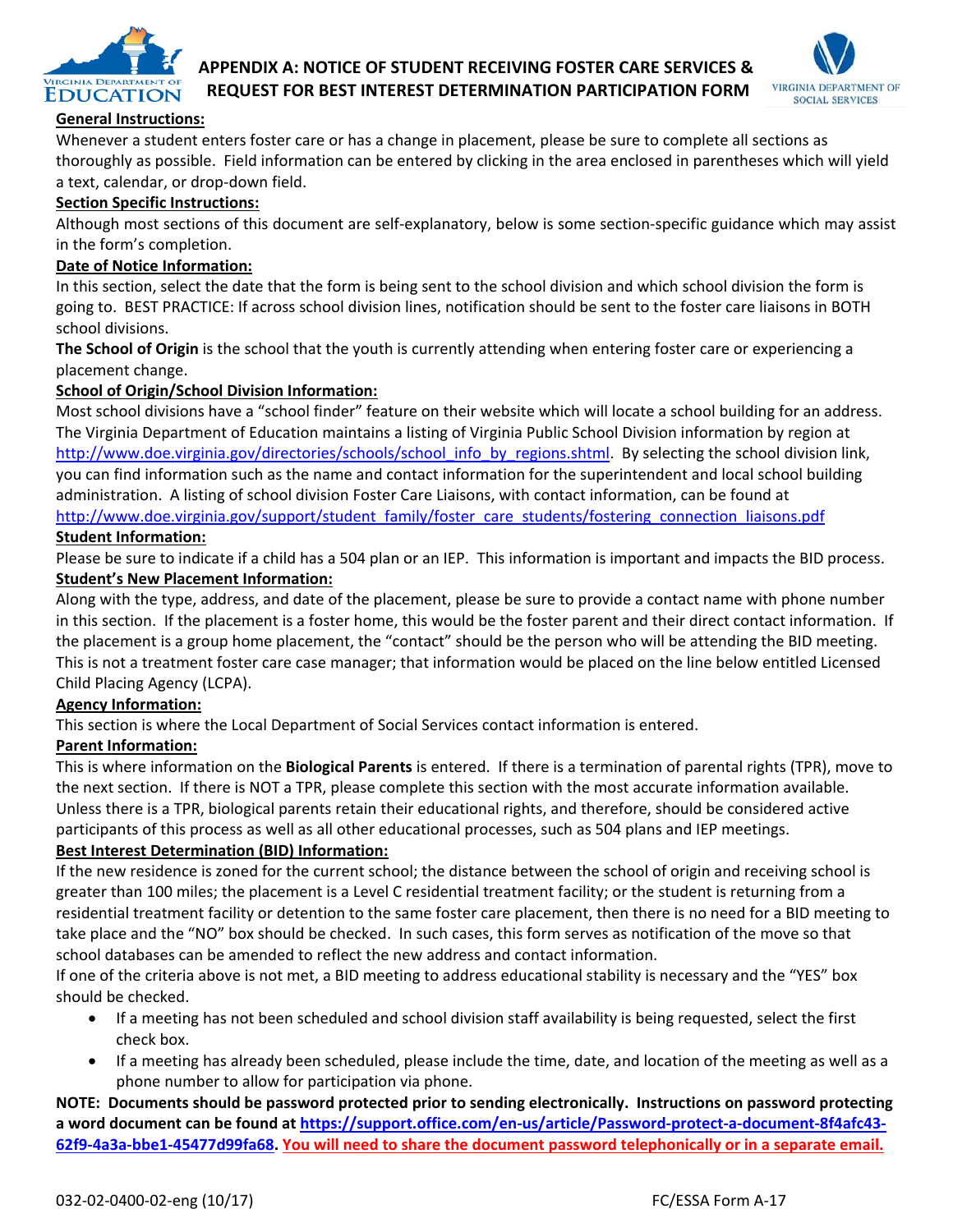# APPENDIX A: NOTICE OF STUDENT RECEIVING FOSTER CARE SERVICES & REQUEST FOR BEST INTEREST DETERMINATION PARTICIPATION FORM

**General Instructions:**

Whenever a student enters foster care or has a change in placement, please be sure to complete all sections as thoroughly as possible. Field information can be entered by clicking in the area enclosed in parentheses which will yield a text, calendar, or drop-down field.

**Section Specific Instructions:**

Although most sections of this document are self-explanatory, below is some section-specific guidance which may assist in the form's completion.

**Date of Notice Information:**

In this section, select the date that the form is being sent to the school division and which school division the form is going to. BEST PRACTICE: If across school division lines, notification should be sent to the foster care liaisons in BOTH school divisions.

**The School of Origin** is the school that the youth is currently attending when entering foster care or experiencing a placement change.

**School of Origin/School Division Information:**

Most school divisions have a "school finder" feature on their website which will locate a school building for an address. The Virginia Department of Education maintains a listing of Virginia Public School Division information by region at http://www.doe.virginia.gov/directories/schools/school_info_by_regions.shtml. By selecting the school division link, you can find information such as the name and contact information for the superintendent and local school building administration. A listing of school division Foster Care Liaisons, with contact information, can be found at http://www.doe.virginia.gov/support/student_family/foster_care_students/fostering_connection_liaisons.pdf

**Student Information:**

Please be sure to indicate if a child has a 504 plan or an IEP. This information is important and impacts the BID process.

**Student's New Placement Information:**

Along with the type, address, and date of the placement, please be sure to provide a contact name with phone number in this section. If the placement is a foster home, this would be the foster parent and their direct contact information. If the placement is a group home placement, the "contact" should be the person who will be attending the BID meeting. This is not a treatment foster care case manager; that information would be placed on the line below entitled Licensed Child Placing Agency (LCPA).

**Agency Information:**

This section is where the Local Department of Social Services contact information is entered.

**Parent Information:**

This is where information on the **Biological Parents** is entered. If there is a termination of parental rights (TPR), move to the next section. If there is NOT a TPR, please complete this section with the most accurate information available. Unless there is a TPR, biological parents retain their educational rights, and therefore, should be considered active participants of this process as well as all other educational processes, such as 504 plans and IEP meetings.

**Best Interest Determination (BID) Information:**

If the new residence is zoned for the current school; the distance between the school of origin and receiving school is greater than 100 miles; the placement is a Level C residential treatment facility; or the student is returning from a residential treatment facility or detention to the same foster care placement, then there is no need for a BID meeting to take place and the "NO" box should be checked. In such cases, this form serves as notification of the move so that school databases can be amended to reflect the new address and contact information.

If one of the criteria above is not met, a BID meeting to address educational stability is necessary and the "YES" box should be checked.

- If a meeting has not been scheduled and school division staff availability is being requested, select the first check box.
- If a meeting has already been scheduled, please include the time, date, and location of the meeting as well as a phone number to allow for participation via phone.

**NOTE: Documents should be password protected prior to sending electronically. Instructions on password protecting a word document can be found at https://support.office.com/en-us/article/Password-protect-a-document-8f4afc43-62f9-4a3a-bbe1-45477d99fa68. You will need to share the document password telephonically or in a separate email.**

032-02-0400-02-eng (10/17) FC/ESSA Form A-17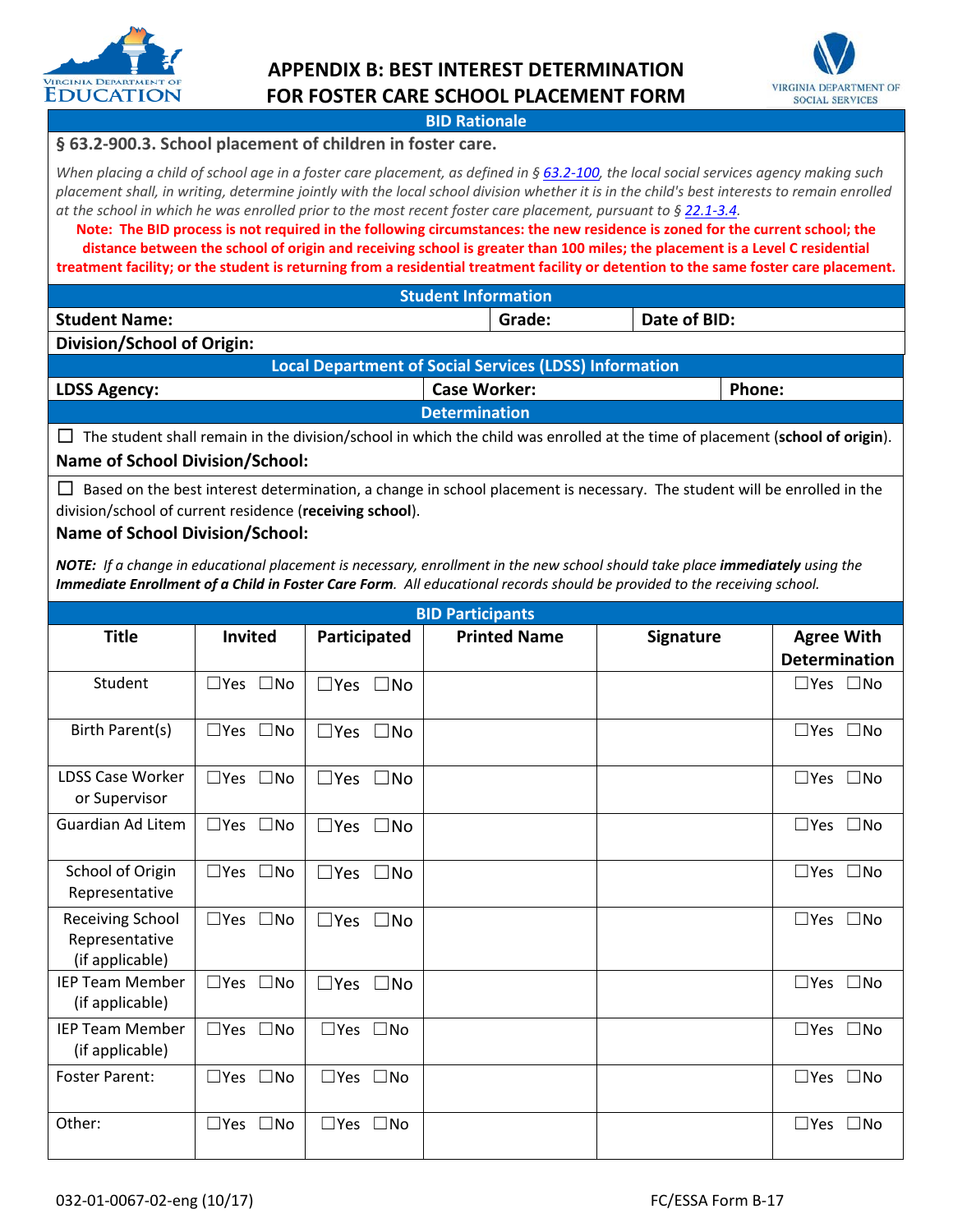# APPENDIX B: BEST INTEREST DETERMINATION FOR FOSTER CARE SCHOOL PLACEMENT FORM

**BID Rationale**

**§ 63.2-900.3. School placement of children in foster care.**

*When placing a child of school age in a foster care placement, as defined in § 63.2-100, the local social services agency making such placement shall, in writing, determine jointly with the local school division whether it is in the child's best interests to remain enrolled at the school in which he was enrolled prior to the most recent foster care placement, pursuant to § 22.1-3.4.*

**Note: The BID process is not required in the following circumstances: the new residence is zoned for the current school; the distance between the school of origin and receiving school is greater than 100 miles; the placement is a Level C residential treatment facility; or the student is returning from a residential treatment facility or detention to the same foster care placement.**

**Student Information**

| **Student Name:** | **Grade:** | **Date of BID:** |
|---|---|---|
| **Division/School of Origin:** | | |

**Local Department of Social Services (LDSS) Information**

| **LDSS Agency:** | **Case Worker:** | **Phone:** |
|---|---|---|

**Determination**

☐ The student shall remain in the division/school in which the child was enrolled at the time of placement (**school of origin**).

**Name of School Division/School:**

☐ Based on the best interest determination, a change in school placement is necessary. The student will be enrolled in the division/school of current residence (**receiving school**).

**Name of School Division/School:**

***NOTE:** If a change in educational placement is necessary, enrollment in the new school should take place **immediately** using the **Immediate Enrollment of a Child in Foster Care Form**. All educational records should be provided to the receiving school.*

**BID Participants**

| Title | Invited | Participated | Printed Name | Signature | Agree With Determination |
|---|---|---|---|---|---|
| Student | ☐Yes ☐No | ☐Yes ☐No | | | ☐Yes ☐No |
| Birth Parent(s) | ☐Yes ☐No | ☐Yes ☐No | | | ☐Yes ☐No |
| LDSS Case Worker or Supervisor | ☐Yes ☐No | ☐Yes ☐No | | | ☐Yes ☐No |
| Guardian Ad Litem | ☐Yes ☐No | ☐Yes ☐No | | | ☐Yes ☐No |
| School of Origin Representative | ☐Yes ☐No | ☐Yes ☐No | | | ☐Yes ☐No |
| Receiving School Representative (if applicable) | ☐Yes ☐No | ☐Yes ☐No | | | ☐Yes ☐No |
| IEP Team Member (if applicable) | ☐Yes ☐No | ☐Yes ☐No | | | ☐Yes ☐No |
| IEP Team Member (if applicable) | ☐Yes ☐No | ☐Yes ☐No | | | ☐Yes ☐No |
| Foster Parent: | ☐Yes ☐No | ☐Yes ☐No | | | ☐Yes ☐No |
| Other: | ☐Yes ☐No | ☐Yes ☐No | | | ☐Yes ☐No |

032-01-0067-02-eng (10/17) FC/ESSA Form B-17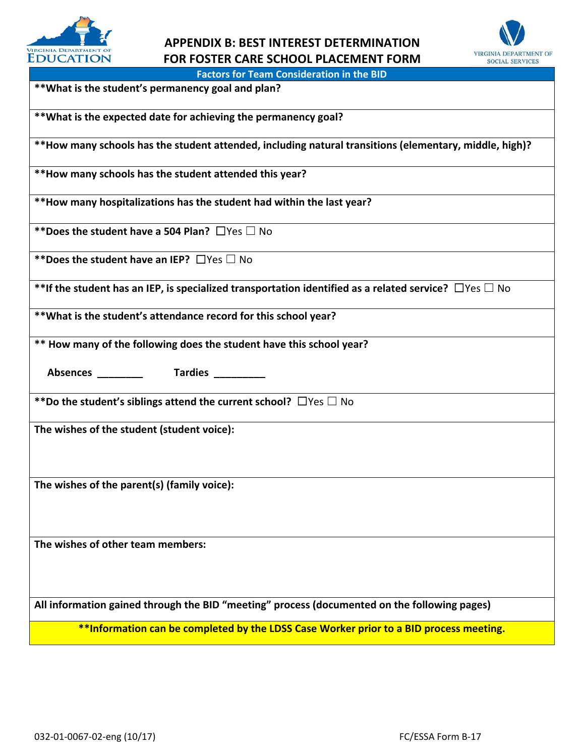# APPENDIX B: BEST INTEREST DETERMINATION FOR FOSTER CARE SCHOOL PLACEMENT FORM

| Factors for Team Consideration in the BID |
|---|
| **\*\*What is the student's permanency goal and plan?** |
| **\*\*What is the expected date for achieving the permanency goal?** |
| **\*\*How many schools has the student attended, including natural transitions (elementary, middle, high)?** |
| **\*\*How many schools has the student attended this year?** |
| **\*\*How many hospitalizations has the student had within the last year?** |
| **\*\*Does the student have a 504 Plan?** ☐Yes ☐ No |
| **\*\*Does the student have an IEP?** ☐Yes ☐ No |
| **\*\*If the student has an IEP, is specialized transportation identified as a related service?** ☐Yes ☐ No |
| **\*\*What is the student's attendance record for this school year?** |
| **\*\* How many of the following does the student have this school year?** **Absences** ________ **Tardies** _________ |
| **\*\*Do the student's siblings attend the current school?** ☐Yes ☐ No |
| **The wishes of the student (student voice):** |
| **The wishes of the parent(s) (family voice):** |
| **The wishes of other team members:** |
| **All information gained through the BID "meeting" process (documented on the following pages)** |
| **\*\*Information can be completed by the LDSS Case Worker prior to a BID process meeting.** |

032-01-0067-02-eng (10/17) FC/ESSA Form B-17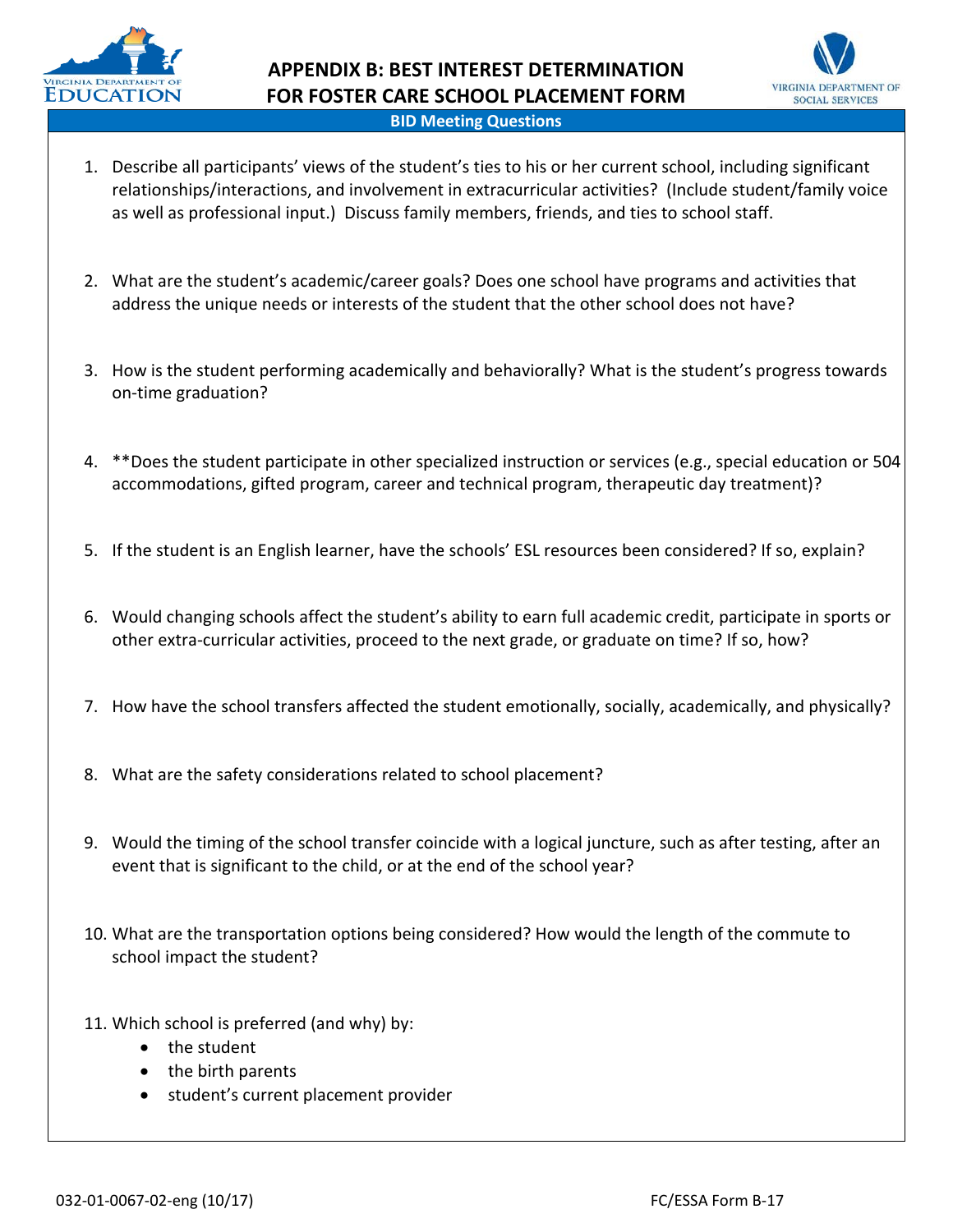# APPENDIX B: BEST INTEREST DETERMINATION FOR FOSTER CARE SCHOOL PLACEMENT FORM

## BID Meeting Questions

1. Describe all participants' views of the student's ties to his or her current school, including significant relationships/interactions, and involvement in extracurricular activities? (Include student/family voice as well as professional input.) Discuss family members, friends, and ties to school staff.

2. What are the student's academic/career goals? Does one school have programs and activities that address the unique needs or interests of the student that the other school does not have?

3. How is the student performing academically and behaviorally? What is the student's progress towards on-time graduation?

4. **Does the student participate in other specialized instruction or services (e.g., special education or 504 accommodations, gifted program, career and technical program, therapeutic day treatment)?

5. If the student is an English learner, have the schools' ESL resources been considered? If so, explain?

6. Would changing schools affect the student's ability to earn full academic credit, participate in sports or other extra-curricular activities, proceed to the next grade, or graduate on time? If so, how?

7. How have the school transfers affected the student emotionally, socially, academically, and physically?

8. What are the safety considerations related to school placement?

9. Would the timing of the school transfer coincide with a logical juncture, such as after testing, after an event that is significant to the child, or at the end of the school year?

10. What are the transportation options being considered? How would the length of the commute to school impact the student?

11. Which school is preferred (and why) by:
    - the student
    - the birth parents
    - student's current placement provider

032-01-0067-02-eng (10/17) FC/ESSA Form B-17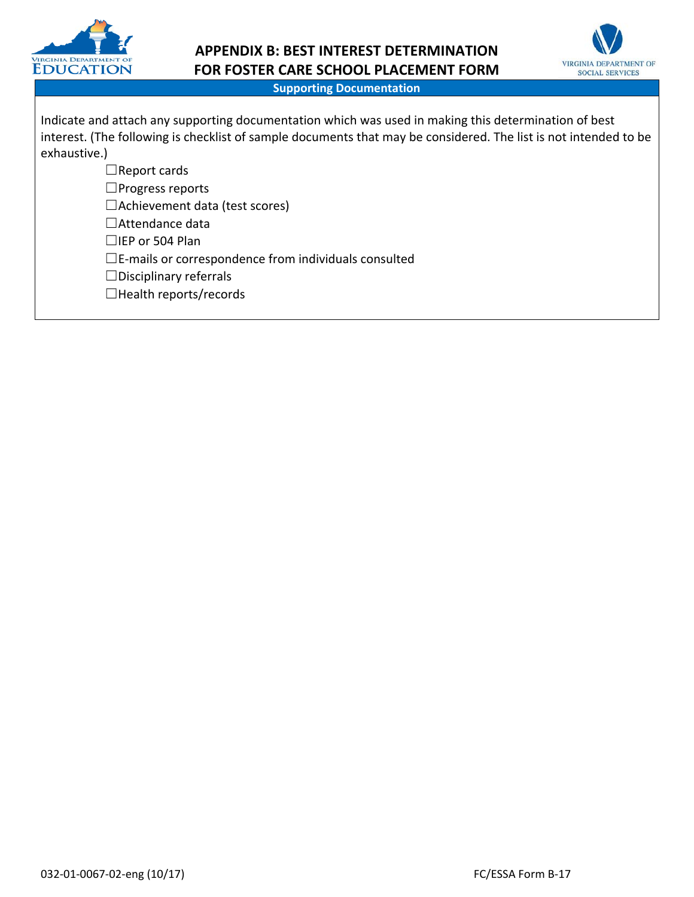# APPENDIX B: BEST INTEREST DETERMINATION FOR FOSTER CARE SCHOOL PLACEMENT FORM

## Supporting Documentation

Indicate and attach any supporting documentation which was used in making this determination of best interest. (The following is checklist of sample documents that may be considered. The list is not intended to be exhaustive.)

☐Report cards
☐Progress reports
☐Achievement data (test scores)
☐Attendance data
☐IEP or 504 Plan
☐E-mails or correspondence from individuals consulted
☐Disciplinary referrals
☐Health reports/records

032-01-0067-02-eng (10/17) FC/ESSA Form B-17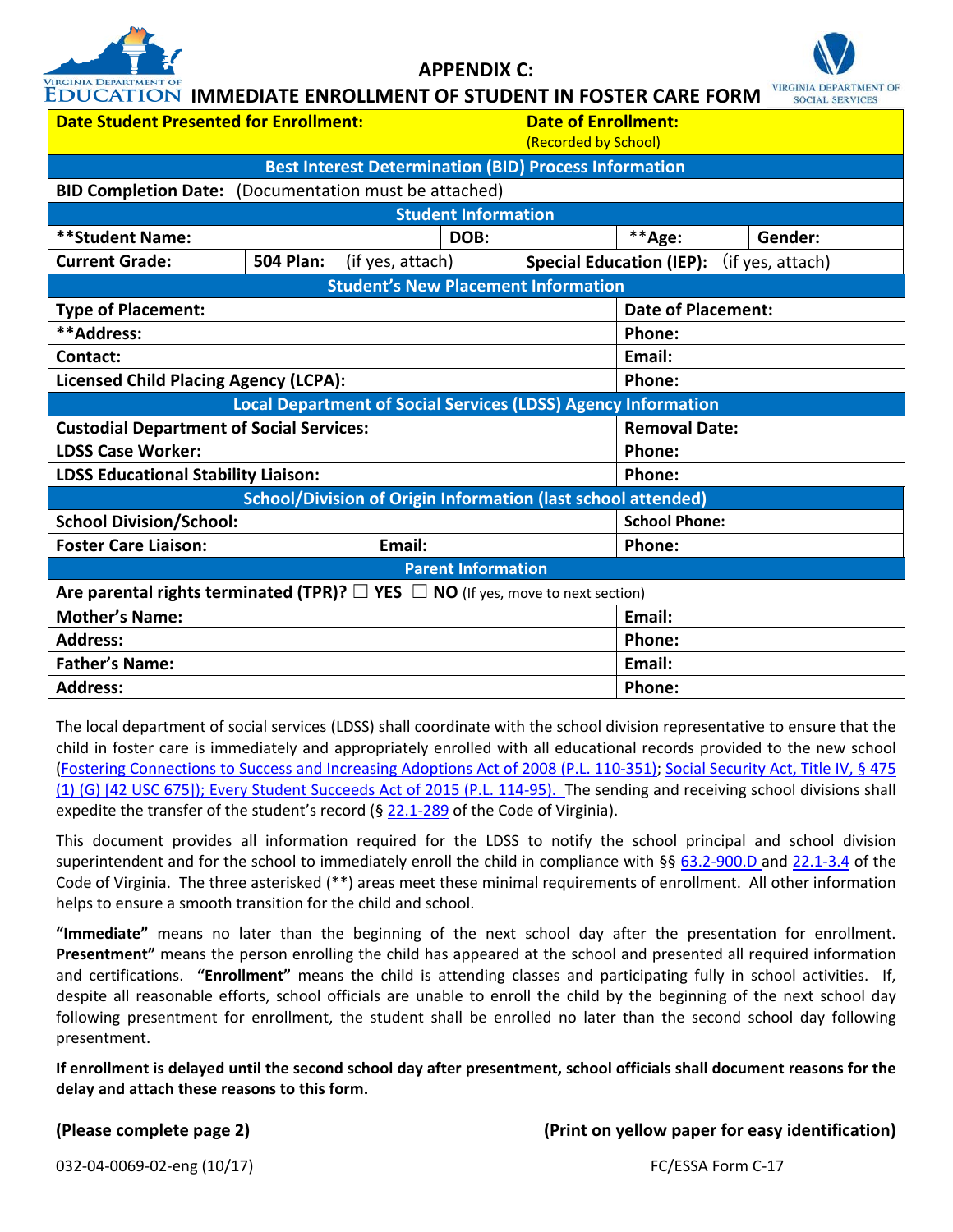# APPENDIX C:
# IMMEDIATE ENROLLMENT OF STUDENT IN FOSTER CARE FORM

| | | | | | |
|---|---|---|---|---|---|
| **Date Student Presented for Enrollment:** | | | **Date of Enrollment:** (Recorded by School) | | |
| **Best Interest Determination (BID) Process Information** | | | | | |
| **BID Completion Date:** (Documentation must be attached) | | | | | |
| **Student Information** | | | | | |
| **\*\*Student Name:** | | **DOB:** | | **\*\*Age:** | **Gender:** |
| **Current Grade:** | **504 Plan:** (if yes, attach) | | **Special Education (IEP):** (if yes, attach) | | |
| **Student's New Placement Information** | | | | | |
| **Type of Placement:** | | | | **Date of Placement:** | |
| **\*\*Address:** | | | | **Phone:** | |
| **Contact:** | | | | **Email:** | |
| **Licensed Child Placing Agency (LCPA):** | | | | **Phone:** | |
| **Local Department of Social Services (LDSS) Agency Information** | | | | | |
| **Custodial Department of Social Services:** | | | | **Removal Date:** | |
| **LDSS Case Worker:** | | | | **Phone:** | |
| **LDSS Educational Stability Liaison:** | | | | **Phone:** | |
| **School/Division of Origin Information (last school attended)** | | | | | |
| **School Division/School:** | | | | **School Phone:** | |
| **Foster Care Liaison:** | **Email:** | | | **Phone:** | |
| **Parent Information** | | | | | |
| **Are parental rights terminated (TPR)?** ☐ **YES** ☐ **NO** (If yes, move to next section) | | | | | |
| **Mother's Name:** | | | | **Email:** | |
| **Address:** | | | | **Phone:** | |
| **Father's Name:** | | | | **Email:** | |
| **Address:** | | | | **Phone:** | |

The local department of social services (LDSS) shall coordinate with the school division representative to ensure that the child in foster care is immediately and appropriately enrolled with all educational records provided to the new school (Fostering Connections to Success and Increasing Adoptions Act of 2008 (P.L. 110-351); Social Security Act, Title IV, § 475 (1) (G) [42 USC 675]); Every Student Succeeds Act of 2015 (P.L. 114-95). The sending and receiving school divisions shall expedite the transfer of the student's record (§ 22.1-289 of the Code of Virginia).

This document provides all information required for the LDSS to notify the school principal and school division superintendent and for the school to immediately enroll the child in compliance with §§ 63.2-900.D and 22.1-3.4 of the Code of Virginia. The three asterisked (**) areas meet these minimal requirements of enrollment. All other information helps to ensure a smooth transition for the child and school.

**"Immediate"** means no later than the beginning of the next school day after the presentation for enrollment. **Presentment"** means the person enrolling the child has appeared at the school and presented all required information and certifications. **"Enrollment"** means the child is attending classes and participating fully in school activities. If, despite all reasonable efforts, school officials are unable to enroll the child by the beginning of the next school day following presentment for enrollment, the student shall be enrolled no later than the second school day following presentment.

**If enrollment is delayed until the second school day after presentment, school officials shall document reasons for the delay and attach these reasons to this form.**

**(Please complete page 2)** **(Print on yellow paper for easy identification)**

032-04-0069-02-eng (10/17) FC/ESSA Form C-17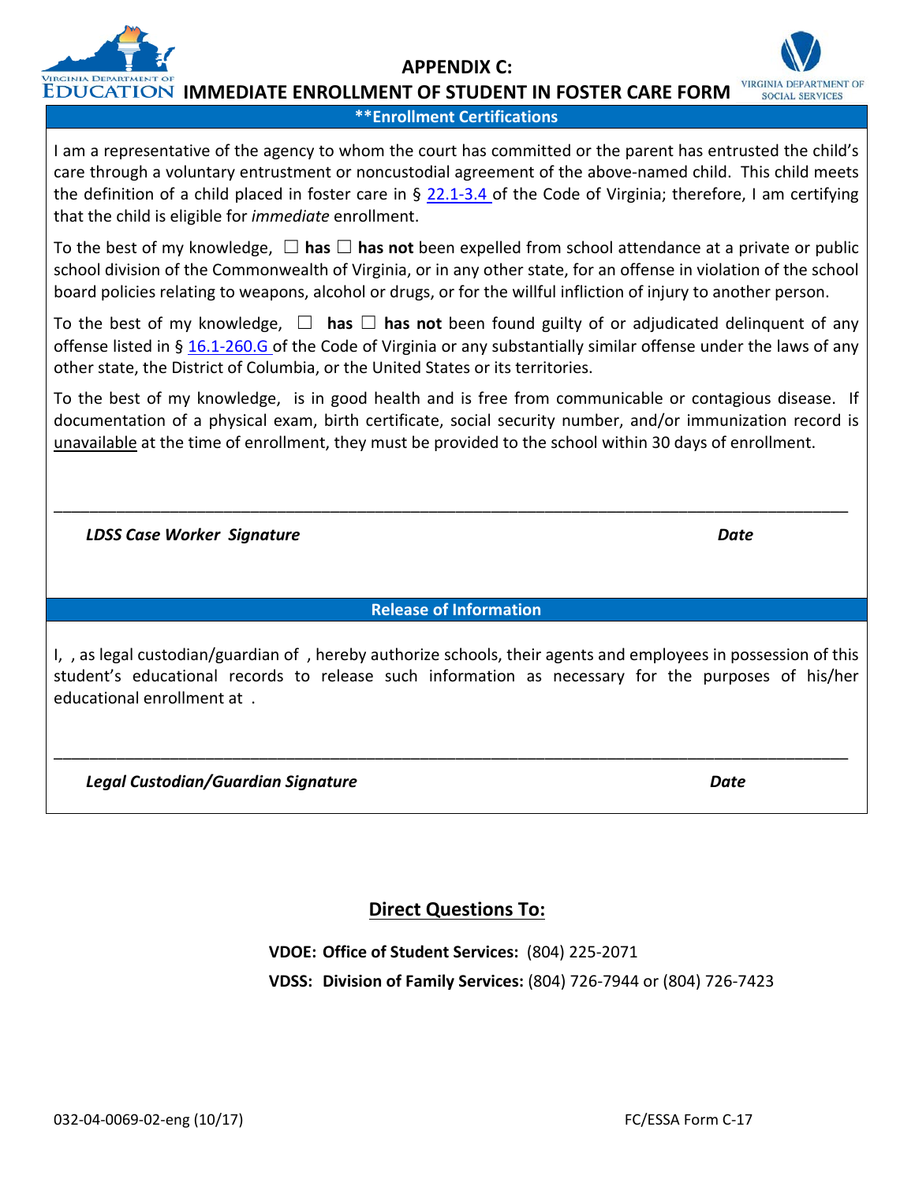VIRGINIA DEPARTMENT OF EDUCATION

# APPENDIX C: IMMEDIATE ENROLLMENT OF STUDENT IN FOSTER CARE FORM

VIRGINIA DEPARTMENT OF SOCIAL SERVICES

## **Enrollment Certifications

I am a representative of the agency to whom the court has committed or the parent has entrusted the child's care through a voluntary entrustment or noncustodial agreement of the above-named child. This child meets the definition of a child placed in foster care in § 22.1-3.4 of the Code of Virginia; therefore, I am certifying that the child is eligible for *immediate* enrollment.

To the best of my knowledge, ☐ **has** ☐ **has not** been expelled from school attendance at a private or public school division of the Commonwealth of Virginia, or in any other state, for an offense in violation of the school board policies relating to weapons, alcohol or drugs, or for the willful infliction of injury to another person.

To the best of my knowledge, ☐ **has** ☐ **has not** been found guilty of or adjudicated delinquent of any offense listed in § 16.1-260.G of the Code of Virginia or any substantially similar offense under the laws of any other state, the District of Columbia, or the United States or its territories.

To the best of my knowledge, is in good health and is free from communicable or contagious disease. If documentation of a physical exam, birth certificate, social security number, and/or immunization record is unavailable at the time of enrollment, they must be provided to the school within 30 days of enrollment.

\_\_\_\_\_\_\_\_\_\_\_\_\_\_\_\_\_\_\_\_\_\_\_\_\_\_\_\_\_\_\_\_\_\_\_\_\_\_\_\_\_\_\_\_\_\_\_\_\_\_\_\_\_\_\_\_\_\_\_\_\_\_\_\_\_\_\_\_\_\_\_\_\_\_\_\_\_\_

***LDSS Case Worker Signature*** ***Date***

## Release of Information

I, , as legal custodian/guardian of , hereby authorize schools, their agents and employees in possession of this student's educational records to release such information as necessary for the purposes of his/her educational enrollment at .

\_\_\_\_\_\_\_\_\_\_\_\_\_\_\_\_\_\_\_\_\_\_\_\_\_\_\_\_\_\_\_\_\_\_\_\_\_\_\_\_\_\_\_\_\_\_\_\_\_\_\_\_\_\_\_\_\_\_\_\_\_\_\_\_\_\_\_\_\_\_\_\_\_\_\_\_\_\_

***Legal Custodian/Guardian Signature*** ***Date***

## Direct Questions To:

**VDOE: Office of Student Services:** (804) 225-2071

**VDSS: Division of Family Services:** (804) 726-7944 or (804) 726-7423

032-04-0069-02-eng (10/17) FC/ESSA Form C-17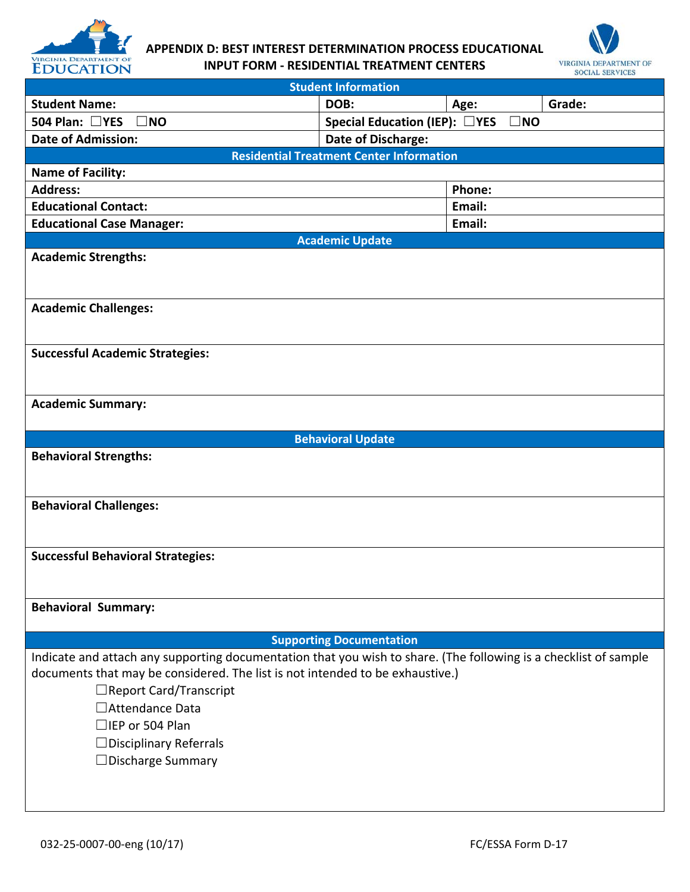# APPENDIX D: BEST INTEREST DETERMINATION PROCESS EDUCATIONAL INPUT FORM - RESIDENTIAL TREATMENT CENTERS

VIRGINIA DEPARTMENT OF EDUCATION

VIRGINIA DEPARTMENT OF SOCIAL SERVICES

| Student Information | | | |
|---|---|---|---|
| **Student Name:** | **DOB:** | **Age:** | **Grade:** |
| **504 Plan:** ☐YES ☐NO | **Special Education (IEP):** ☐YES ☐NO | | |
| **Date of Admission:** | **Date of Discharge:** | | |

| Residential Treatment Center Information | |
|---|---|
| **Name of Facility:** | |
| **Address:** | **Phone:** |
| **Educational Contact:** | **Email:** |
| **Educational Case Manager:** | **Email:** |

| Academic Update |
|---|
| **Academic Strengths:** |
| **Academic Challenges:** |
| **Successful Academic Strategies:** |
| **Academic Summary:** |

| Behavioral Update |
|---|
| **Behavioral Strengths:** |
| **Behavioral Challenges:** |
| **Successful Behavioral Strategies:** |
| **Behavioral Summary:** |

**Supporting Documentation**

Indicate and attach any supporting documentation that you wish to share. (The following is a checklist of sample documents that may be considered. The list is not intended to be exhaustive.)

- ☐Report Card/Transcript
- ☐Attendance Data
- ☐IEP or 504 Plan
- ☐Disciplinary Referrals
- ☐Discharge Summary

032-25-0007-00-eng (10/17) FC/ESSA Form D-17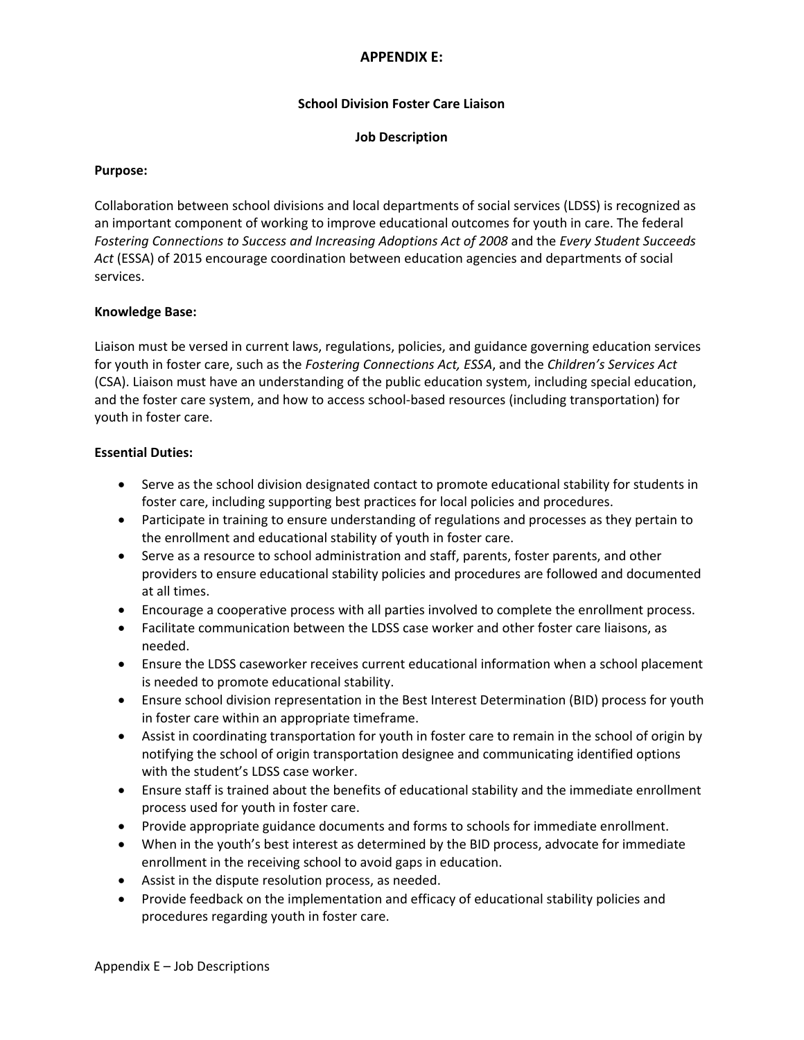# APPENDIX E:

## School Division Foster Care Liaison

## Job Description

**Purpose:**

Collaboration between school divisions and local departments of social services (LDSS) is recognized as an important component of working to improve educational outcomes for youth in care. The federal *Fostering Connections to Success and Increasing Adoptions Act of 2008* and the *Every Student Succeeds Act* (ESSA) of 2015 encourage coordination between education agencies and departments of social services.

**Knowledge Base:**

Liaison must be versed in current laws, regulations, policies, and guidance governing education services for youth in foster care, such as the *Fostering Connections Act, ESSA*, and the *Children's Services Act* (CSA). Liaison must have an understanding of the public education system, including special education, and the foster care system, and how to access school-based resources (including transportation) for youth in foster care.

**Essential Duties:**

- Serve as the school division designated contact to promote educational stability for students in foster care, including supporting best practices for local policies and procedures.
- Participate in training to ensure understanding of regulations and processes as they pertain to the enrollment and educational stability of youth in foster care.
- Serve as a resource to school administration and staff, parents, foster parents, and other providers to ensure educational stability policies and procedures are followed and documented at all times.
- Encourage a cooperative process with all parties involved to complete the enrollment process.
- Facilitate communication between the LDSS case worker and other foster care liaisons, as needed.
- Ensure the LDSS caseworker receives current educational information when a school placement is needed to promote educational stability.
- Ensure school division representation in the Best Interest Determination (BID) process for youth in foster care within an appropriate timeframe.
- Assist in coordinating transportation for youth in foster care to remain in the school of origin by notifying the school of origin transportation designee and communicating identified options with the student's LDSS case worker.
- Ensure staff is trained about the benefits of educational stability and the immediate enrollment process used for youth in foster care.
- Provide appropriate guidance documents and forms to schools for immediate enrollment.
- When in the youth's best interest as determined by the BID process, advocate for immediate enrollment in the receiving school to avoid gaps in education.
- Assist in the dispute resolution process, as needed.
- Provide feedback on the implementation and efficacy of educational stability policies and procedures regarding youth in foster care.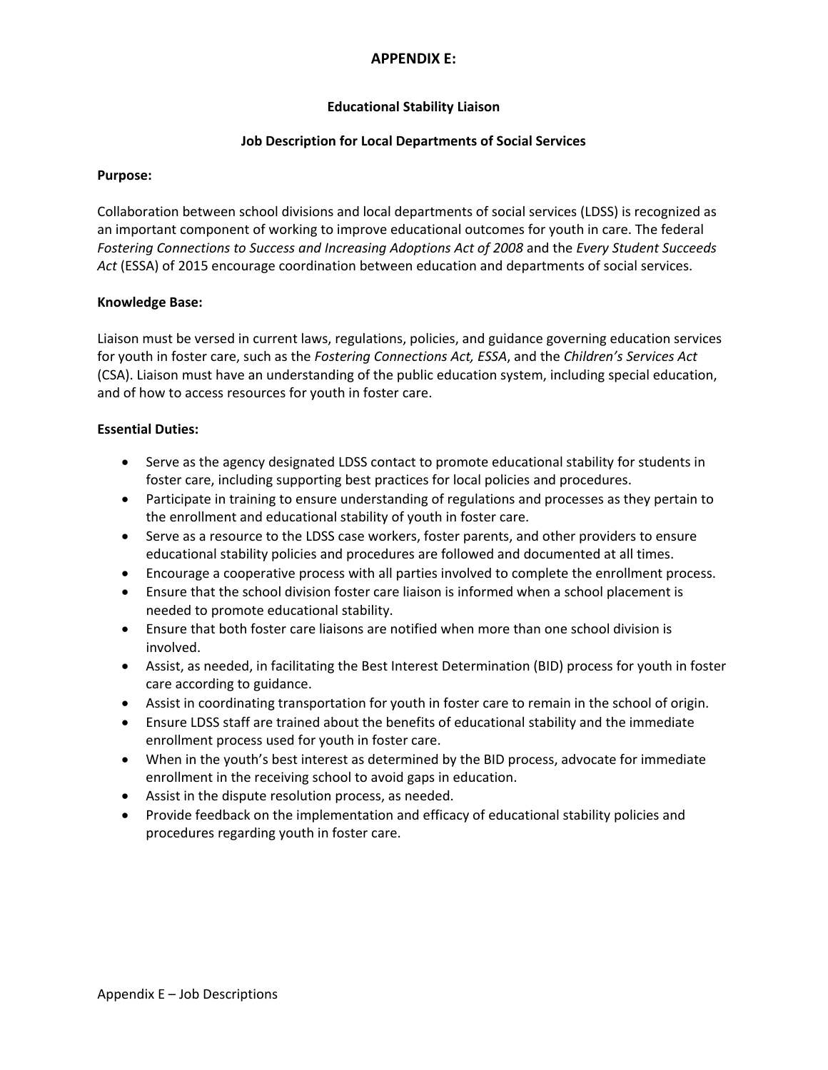# APPENDIX E:

### Educational Stability Liaison

### Job Description for Local Departments of Social Services

**Purpose:**

Collaboration between school divisions and local departments of social services (LDSS) is recognized as an important component of working to improve educational outcomes for youth in care. The federal *Fostering Connections to Success and Increasing Adoptions Act of 2008* and the *Every Student Succeeds Act* (ESSA) of 2015 encourage coordination between education and departments of social services.

**Knowledge Base:**

Liaison must be versed in current laws, regulations, policies, and guidance governing education services for youth in foster care, such as the *Fostering Connections Act, ESSA*, and the *Children's Services Act* (CSA). Liaison must have an understanding of the public education system, including special education, and of how to access resources for youth in foster care.

**Essential Duties:**

- Serve as the agency designated LDSS contact to promote educational stability for students in foster care, including supporting best practices for local policies and procedures.
- Participate in training to ensure understanding of regulations and processes as they pertain to the enrollment and educational stability of youth in foster care.
- Serve as a resource to the LDSS case workers, foster parents, and other providers to ensure educational stability policies and procedures are followed and documented at all times.
- Encourage a cooperative process with all parties involved to complete the enrollment process.
- Ensure that the school division foster care liaison is informed when a school placement is needed to promote educational stability.
- Ensure that both foster care liaisons are notified when more than one school division is involved.
- Assist, as needed, in facilitating the Best Interest Determination (BID) process for youth in foster care according to guidance.
- Assist in coordinating transportation for youth in foster care to remain in the school of origin.
- Ensure LDSS staff are trained about the benefits of educational stability and the immediate enrollment process used for youth in foster care.
- When in the youth's best interest as determined by the BID process, advocate for immediate enrollment in the receiving school to avoid gaps in education.
- Assist in the dispute resolution process, as needed.
- Provide feedback on the implementation and efficacy of educational stability policies and procedures regarding youth in foster care.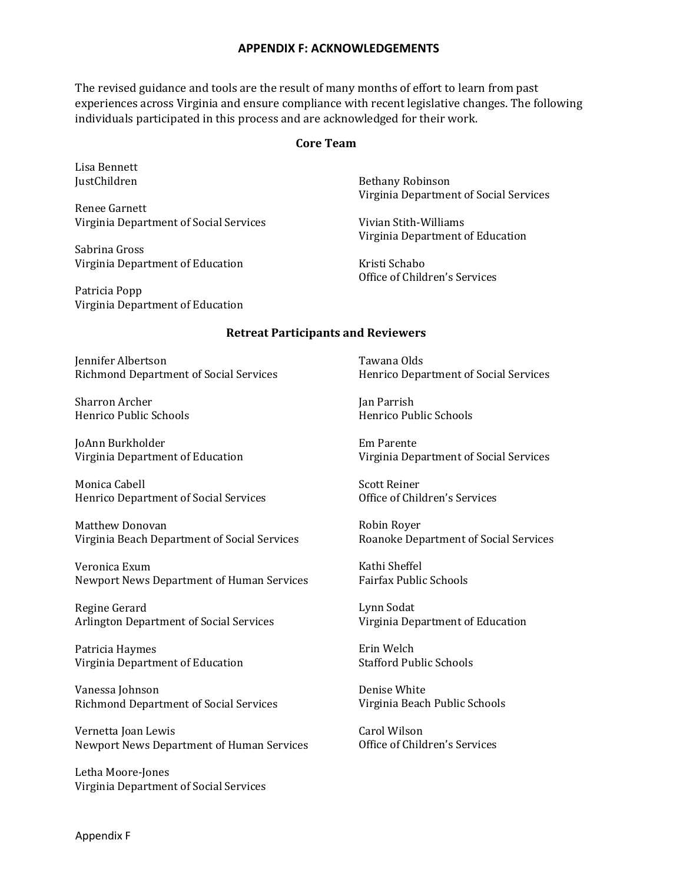## APPENDIX F: ACKNOWLEDGEMENTS

The revised guidance and tools are the result of many months of effort to learn from past experiences across Virginia and ensure compliance with recent legislative changes. The following individuals participated in this process and are acknowledged for their work.

### Core Team

Lisa Bennett
JustChildren

Renee Garnett
Virginia Department of Social Services

Sabrina Gross
Virginia Department of Education

Patricia Popp
Virginia Department of Education

Bethany Robinson
Virginia Department of Social Services

Vivian Stith-Williams
Virginia Department of Education

Kristi Schabo
Office of Children's Services

### Retreat Participants and Reviewers

Jennifer Albertson
Richmond Department of Social Services

Sharron Archer
Henrico Public Schools

JoAnn Burkholder
Virginia Department of Education

Monica Cabell
Henrico Department of Social Services

Matthew Donovan
Virginia Beach Department of Social Services

Veronica Exum
Newport News Department of Human Services

Regine Gerard
Arlington Department of Social Services

Patricia Haymes
Virginia Department of Education

Vanessa Johnson
Richmond Department of Social Services

Vernetta Joan Lewis
Newport News Department of Human Services

Letha Moore-Jones
Virginia Department of Social Services

Tawana Olds
Henrico Department of Social Services

Jan Parrish
Henrico Public Schools

Em Parente
Virginia Department of Social Services

Scott Reiner
Office of Children's Services

Robin Royer
Roanoke Department of Social Services

Kathi Sheffel
Fairfax Public Schools

Lynn Sodat
Virginia Department of Education

Erin Welch
Stafford Public Schools

Denise White
Virginia Beach Public Schools

Carol Wilson
Office of Children's Services